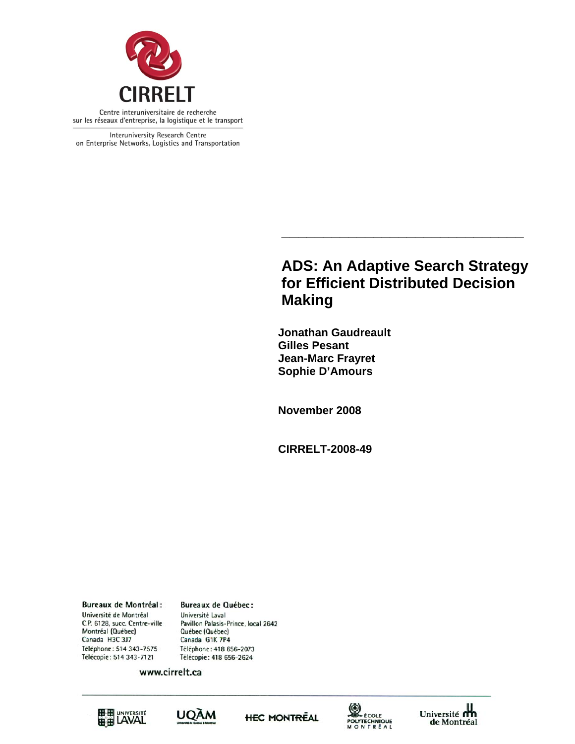CIRRELT

Centre interuniversitaire de recherche sur les réseaux d'entreprise, la logistique et le transport

Interuniversity Research Centre on Enterprise Networks, Logistics and Transportation

# ADS: An Adaptive Search Strategy for Efficient Distributed Decision Making

**Jonathan Gaudreault**
**Gilles Pesant**
**Jean-Marc Frayret**
**Sophie D'Amours**

**November 2008**

**CIRRELT-2008-49**

**Bureaux de Montréal :**
Université de Montréal
C.P. 6128, succ. Centre-ville
Montréal (Québec)
Canada H3C 3J7
Téléphone : 514 343-7575
Télécopie : 514 343-7121

**Bureaux de Québec :**
Université Laval
Pavillon Palasis-Prince, local 2642
Québec (Québec)
Canada G1K 7P4
Téléphone : 418 656-2073
Télécopie : 418 656-2624

www.cirrelt.ca

Université Laval · UQÀM · HEC Montréal · École Polytechnique Montréal · Université de Montréal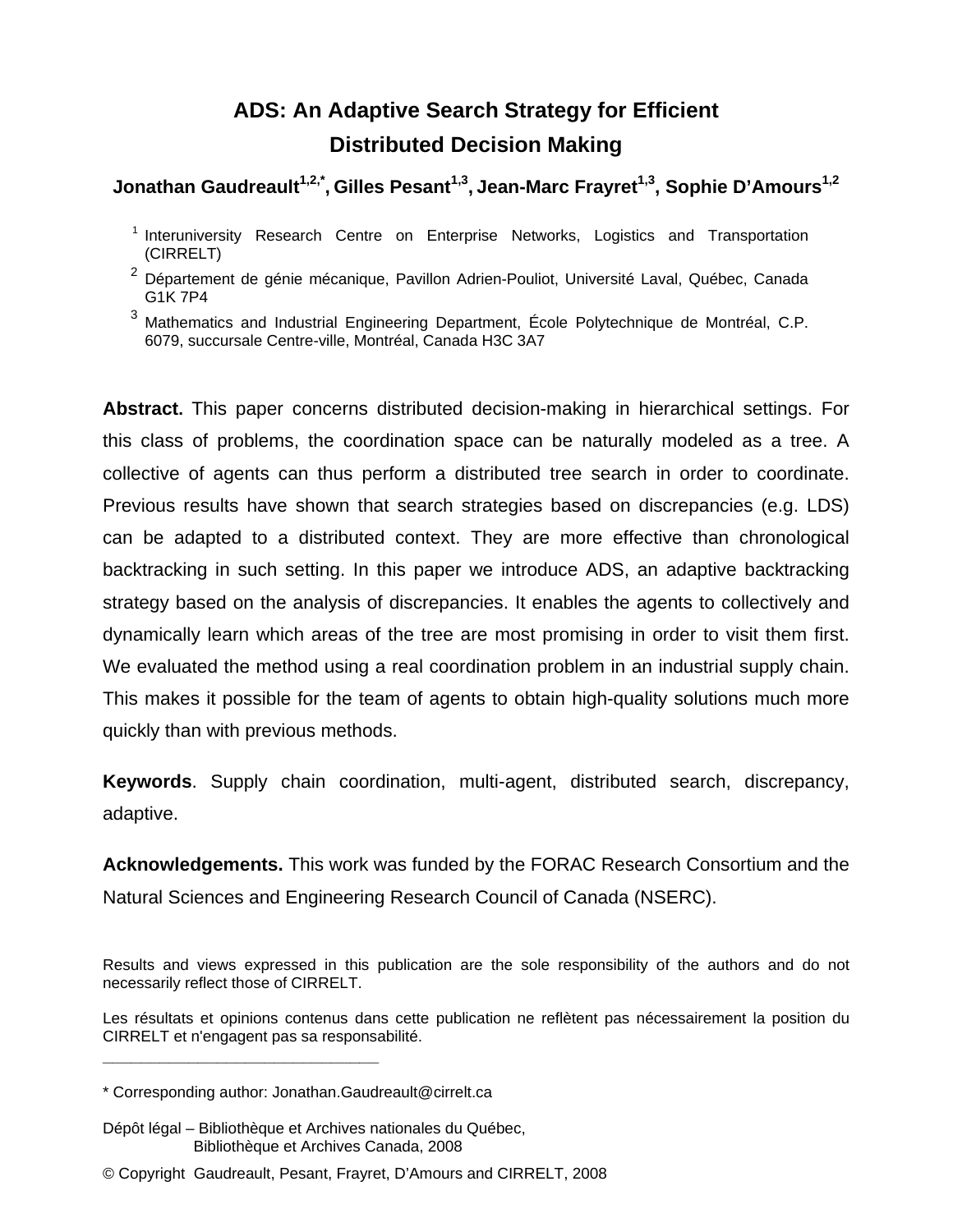# ADS: An Adaptive Search Strategy for Efficient Distributed Decision Making

**Jonathan Gaudreault[1,2,*], Gilles Pesant[1,3], Jean-Marc Frayret[1,3], Sophie D'Amours[1,2]**

[1] Interuniversity Research Centre on Enterprise Networks, Logistics and Transportation (CIRRELT)

[2] Département de génie mécanique, Pavillon Adrien-Pouliot, Université Laval, Québec, Canada G1K 7P4

[3] Mathematics and Industrial Engineering Department, École Polytechnique de Montréal, C.P. 6079, succursale Centre-ville, Montréal, Canada H3C 3A7

**Abstract.** This paper concerns distributed decision-making in hierarchical settings. For this class of problems, the coordination space can be naturally modeled as a tree. A collective of agents can thus perform a distributed tree search in order to coordinate. Previous results have shown that search strategies based on discrepancies (e.g. LDS) can be adapted to a distributed context. They are more effective than chronological backtracking in such setting. In this paper we introduce ADS, an adaptive backtracking strategy based on the analysis of discrepancies. It enables the agents to collectively and dynamically learn which areas of the tree are most promising in order to visit them first. We evaluated the method using a real coordination problem in an industrial supply chain. This makes it possible for the team of agents to obtain high-quality solutions much more quickly than with previous methods.

**Keywords**. Supply chain coordination, multi-agent, distributed search, discrepancy, adaptive.

**Acknowledgements.** This work was funded by the FORAC Research Consortium and the Natural Sciences and Engineering Research Council of Canada (NSERC).

Results and views expressed in this publication are the sole responsibility of the authors and do not necessarily reflect those of CIRRELT.

Les résultats et opinions contenus dans cette publication ne reflètent pas nécessairement la position du CIRRELT et n'engagent pas sa responsabilité.

_____________________________

* Corresponding author: Jonathan.Gaudreault@cirrelt.ca

Dépôt légal – Bibliothèque et Archives nationales du Québec,
Bibliothèque et Archives Canada, 2008

© Copyright Gaudreault, Pesant, Frayret, D'Amours and CIRRELT, 2008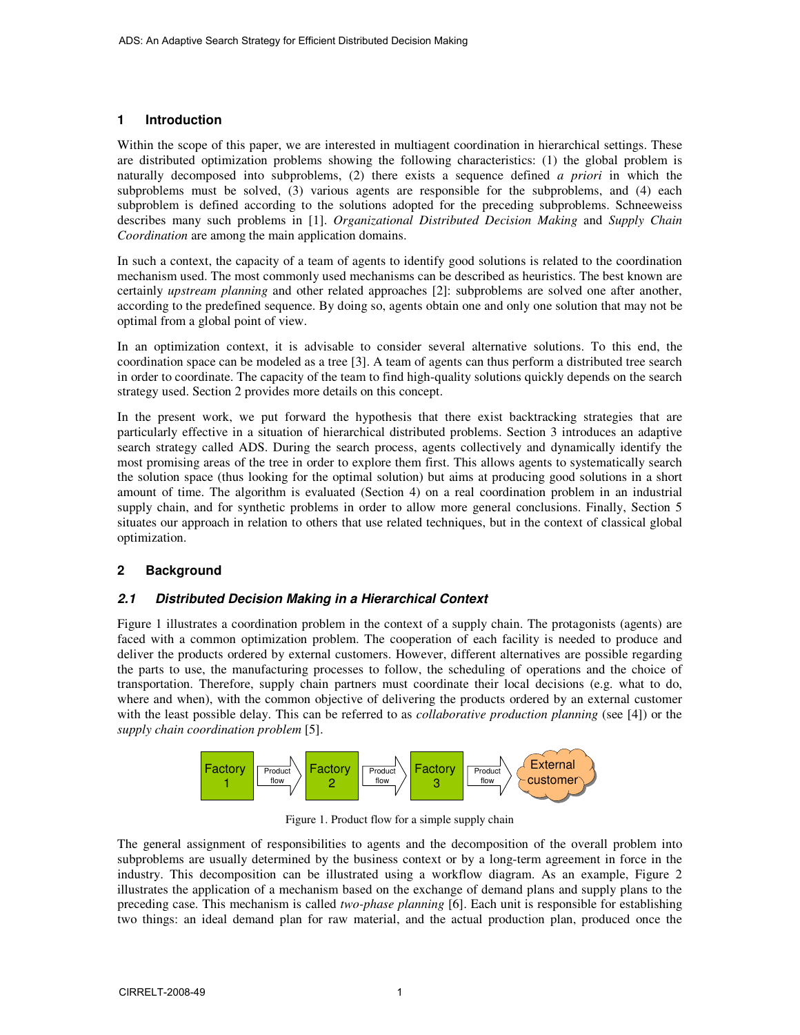## 1 Introduction

Within the scope of this paper, we are interested in multiagent coordination in hierarchical settings. These are distributed optimization problems showing the following characteristics: (1) the global problem is naturally decomposed into subproblems, (2) there exists a sequence defined *a priori* in which the subproblems must be solved, (3) various agents are responsible for the subproblems, and (4) each subproblem is defined according to the solutions adopted for the preceding subproblems. Schneeweiss describes many such problems in [1]. *Organizational Distributed Decision Making* and *Supply Chain Coordination* are among the main application domains.

In such a context, the capacity of a team of agents to identify good solutions is related to the coordination mechanism used. The most commonly used mechanisms can be described as heuristics. The best known are certainly *upstream planning* and other related approaches [2]: subproblems are solved one after another, according to the predefined sequence. By doing so, agents obtain one and only one solution that may not be optimal from a global point of view.

In an optimization context, it is advisable to consider several alternative solutions. To this end, the coordination space can be modeled as a tree [3]. A team of agents can thus perform a distributed tree search in order to coordinate. The capacity of the team to find high-quality solutions quickly depends on the search strategy used. Section 2 provides more details on this concept.

In the present work, we put forward the hypothesis that there exist backtracking strategies that are particularly effective in a situation of hierarchical distributed problems. Section 3 introduces an adaptive search strategy called ADS. During the search process, agents collectively and dynamically identify the most promising areas of the tree in order to explore them first. This allows agents to systematically search the solution space (thus looking for the optimal solution) but aims at producing good solutions in a short amount of time. The algorithm is evaluated (Section 4) on a real coordination problem in an industrial supply chain, and for synthetic problems in order to allow more general conclusions. Finally, Section 5 situates our approach in relation to others that use related techniques, but in the context of classical global optimization.

## 2 Background

### 2.1 Distributed Decision Making in a Hierarchical Context

Figure 1 illustrates a coordination problem in the context of a supply chain. The protagonists (agents) are faced with a common optimization problem. The cooperation of each facility is needed to produce and deliver the products ordered by external customers. However, different alternatives are possible regarding the parts to use, the manufacturing processes to follow, the scheduling of operations and the choice of transportation. Therefore, supply chain partners must coordinate their local decisions (e.g. what to do, where and when), with the common objective of delivering the products ordered by an external customer with the least possible delay. This can be referred to as *collaborative production planning* (see [4]) or the *supply chain coordination problem* [5].

Factory 1 → Product flow → Factory 2 → Product flow → Factory 3 → Product flow → External customer

Figure 1. Product flow for a simple supply chain

The general assignment of responsibilities to agents and the decomposition of the overall problem into subproblems are usually determined by the business context or by a long-term agreement in force in the industry. This decomposition can be illustrated using a workflow diagram. As an example, Figure 2 illustrates the application of a mechanism based on the exchange of demand plans and supply plans to the preceding case. This mechanism is called *two-phase planning* [6]. Each unit is responsible for establishing two things: an ideal demand plan for raw material, and the actual production plan, produced once the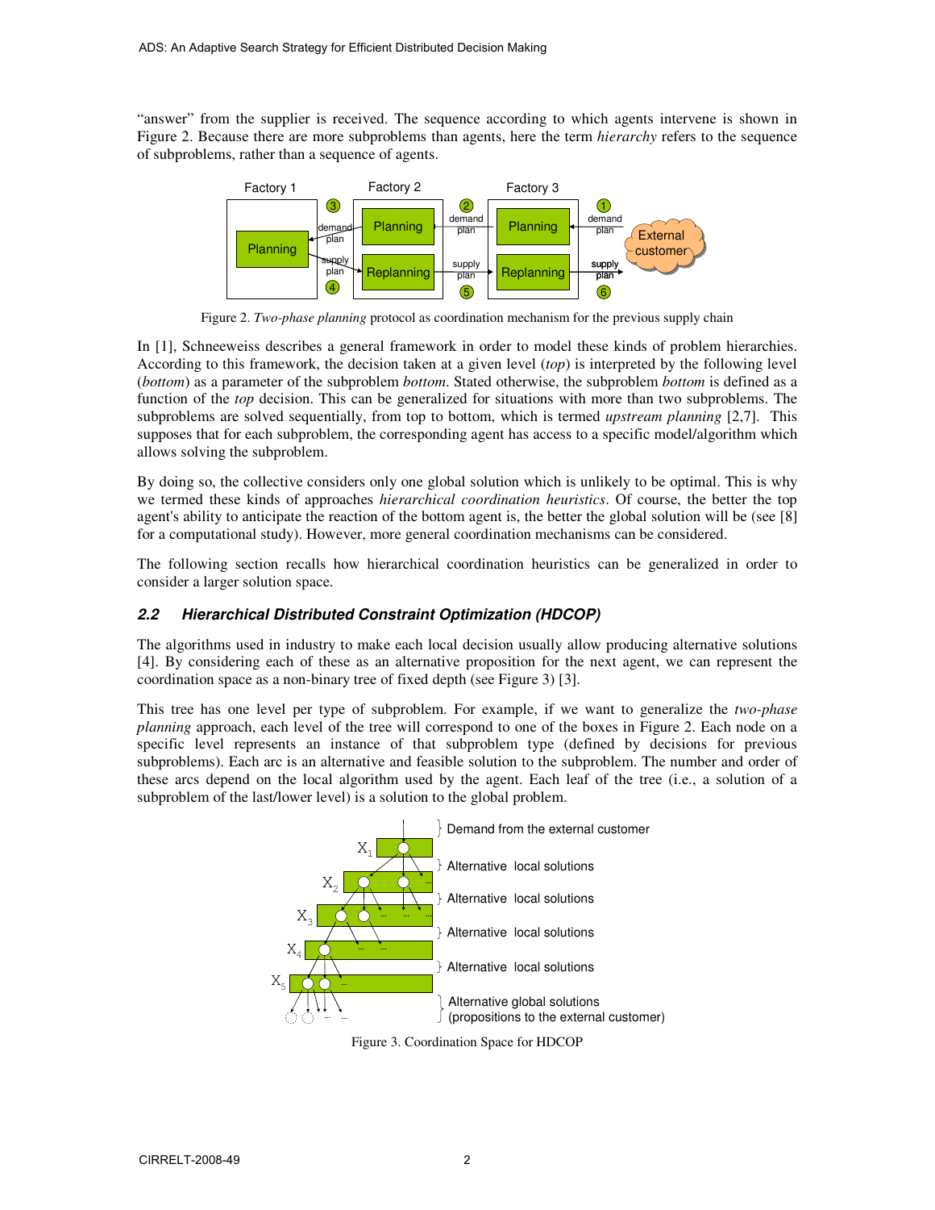"answer" from the supplier is received. The sequence according to which agents intervene is shown in Figure 2. Because there are more subproblems than agents, here the term *hierarchy* refers to the sequence of subproblems, rather than a sequence of agents.

Figure 2. *Two-phase planning* protocol as coordination mechanism for the previous supply chain

In [1], Schneeweiss describes a general framework in order to model these kinds of problem hierarchies. According to this framework, the decision taken at a given level (*top*) is interpreted by the following level (*bottom*) as a parameter of the subproblem *bottom*. Stated otherwise, the subproblem *bottom* is defined as a function of the *top* decision. This can be generalized for situations with more than two subproblems. The subproblems are solved sequentially, from top to bottom, which is termed *upstream planning* [2,7]. This supposes that for each subproblem, the corresponding agent has access to a specific model/algorithm which allows solving the subproblem.

By doing so, the collective considers only one global solution which is unlikely to be optimal. This is why we termed these kinds of approaches *hierarchical coordination heuristics*. Of course, the better the top agent's ability to anticipate the reaction of the bottom agent is, the better the global solution will be (see [8] for a computational study). However, more general coordination mechanisms can be considered.

The following section recalls how hierarchical coordination heuristics can be generalized in order to consider a larger solution space.

### 2.2 Hierarchical Distributed Constraint Optimization (HDCOP)

The algorithms used in industry to make each local decision usually allow producing alternative solutions [4]. By considering each of these as an alternative proposition for the next agent, we can represent the coordination space as a non-binary tree of fixed depth (see Figure 3) [3].

This tree has one level per type of subproblem. For example, if we want to generalize the *two-phase planning* approach, each level of the tree will correspond to one of the boxes in Figure 2. Each node on a specific level represents an instance of that subproblem type (defined by decisions for previous subproblems). Each arc is an alternative and feasible solution to the subproblem. The number and order of these arcs depend on the local algorithm used by the agent. Each leaf of the tree (i.e., a solution of a subproblem of the last/lower level) is a solution to the global problem.

Figure 3. Coordination Space for HDCOP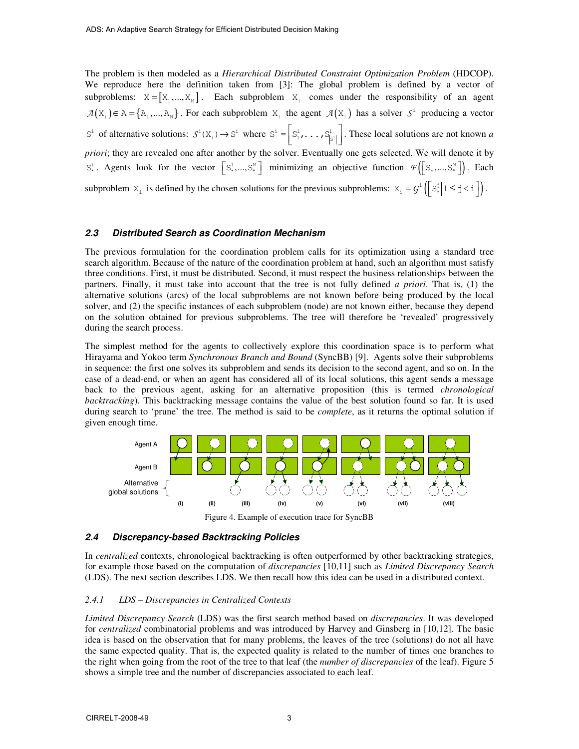The problem is then modeled as a *Hierarchical Distributed Constraint Optimization Problem* (HDCOP). We reproduce here the definition taken from [3]: The global problem is defined by a vector of subproblems: $X = [X_1, \ldots, X_M]$. Each subproblem $X_i$ comes under the responsibility of an agent $\mathcal{A}(X_i) \in A = \{A_1, \ldots, A_N\}$. For each subproblem $X_i$ the agent $\mathcal{A}(X_i)$ has a solver $\mathcal{S}^i$ producing a vector $S^i$ of alternative solutions: $\mathcal{S}^i(X_i) \to S^i$ where $S^i = \left[S^i_1, \ldots, S^i_{|S^i|}\right]$. These local solutions are not known *a priori*; they are revealed one after another by the solver. Eventually one gets selected. We will denote it by $S^i_*$. Agents look for the vector $\left[S^1_*, \ldots, S^M_*\right]$ minimizing an objective function $\mathcal{F}\left(\left[S^1_*, \ldots, S^M_*\right]\right)$. Each subproblem $X_i$ is defined by the chosen solutions for the previous subproblems: $X_i = \mathcal{G}^i\left(\left[S^j_* \middle| 1 \le j < i\right]\right)$.

### 2.3 Distributed Search as Coordination Mechanism

The previous formulation for the coordination problem calls for its optimization using a standard tree search algorithm. Because of the nature of the coordination problem at hand, such an algorithm must satisfy three conditions. First, it must be distributed. Second, it must respect the business relationships between the partners. Finally, it must take into account that the tree is not fully defined *a priori*. That is, (1) the alternative solutions (arcs) of the local subproblems are not known before being produced by the local solver, and (2) the specific instances of each subproblem (node) are not known either, because they depend on the solution obtained for previous subproblems. The tree will therefore be 'revealed' progressively during the search process.

The simplest method for the agents to collectively explore this coordination space is to perform what Hirayama and Yokoo term *Synchronous Branch and Bound* (SyncBB) [9]. Agents solve their subproblems in sequence: the first one solves its subproblem and sends its decision to the second agent, and so on. In the case of a dead-end, or when an agent has considered all of its local solutions, this agent sends a message back to the previous agent, asking for an alternative proposition (this is termed *chronological backtracking*). This backtracking message contains the value of the best solution found so far. It is used during search to 'prune' the tree. The method is said to be *complete*, as it returns the optimal solution if given enough time.

Agent A

Agent B

Alternative global solutions

(i) (ii) (iii) (iv) (v) (vi) (vii) (viii)

Figure 4. Example of execution trace for SyncBB

### 2.4 Discrepancy-based Backtracking Policies

In *centralized* contexts, chronological backtracking is often outperformed by other backtracking strategies, for example those based on the computation of *discrepancies* [10,11] such as *Limited Discrepancy Search* (LDS). The next section describes LDS. We then recall how this idea can be used in a distributed context.

#### 2.4.1 LDS – Discrepancies in Centralized Contexts

*Limited Discrepancy Search* (LDS) was the first search method based on *discrepancies*. It was developed for *centralized* combinatorial problems and was introduced by Harvey and Ginsberg in [10,12]. The basic idea is based on the observation that for many problems, the leaves of the tree (solutions) do not all have the same expected quality. That is, the expected quality is related to the number of times one branches to the right when going from the root of the tree to that leaf (the *number of discrepancies* of the leaf). Figure 5 shows a simple tree and the number of discrepancies associated to each leaf.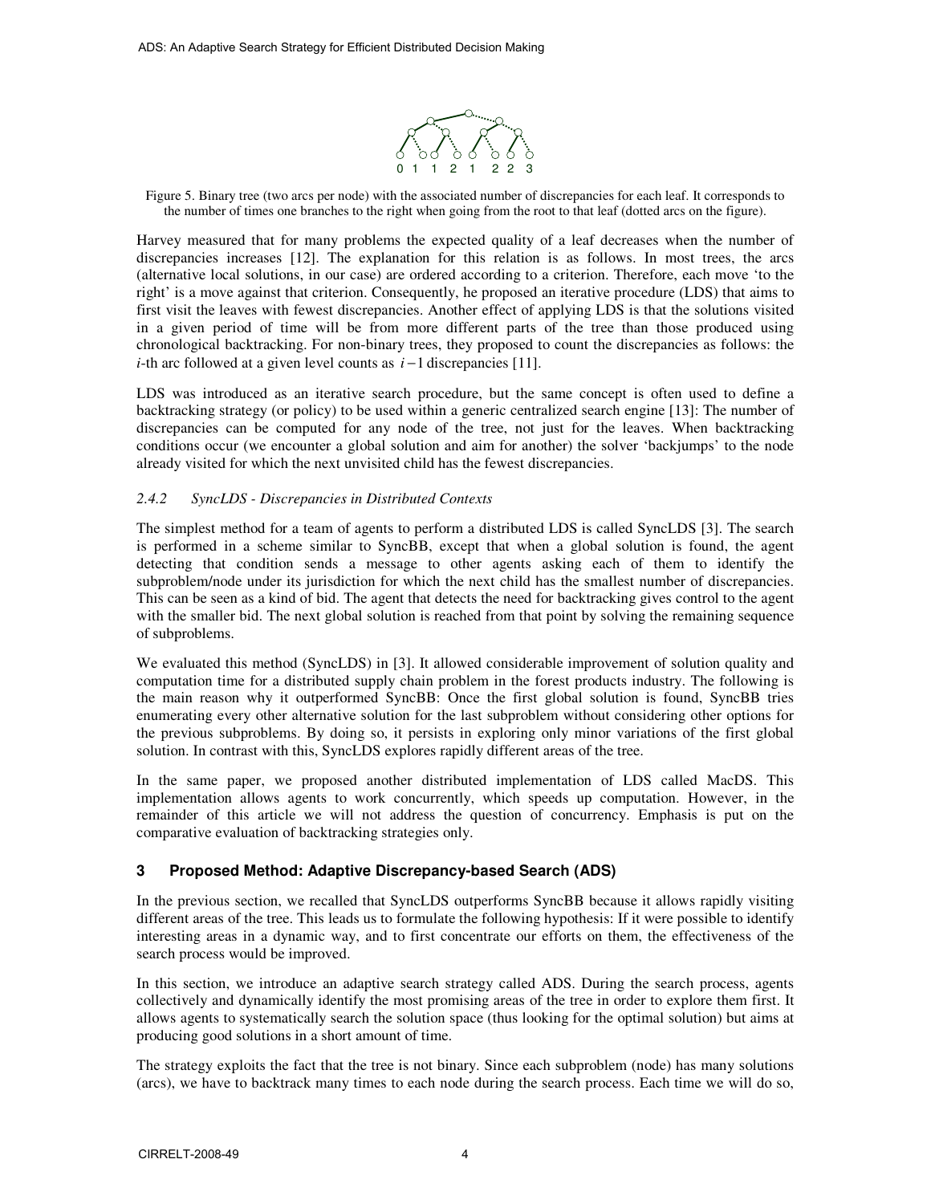0 1 1 2 1 2 2 3

Figure 5. Binary tree (two arcs per node) with the associated number of discrepancies for each leaf. It corresponds to the number of times one branches to the right when going from the root to that leaf (dotted arcs on the figure).

Harvey measured that for many problems the expected quality of a leaf decreases when the number of discrepancies increases [12]. The explanation for this relation is as follows. In most trees, the arcs (alternative local solutions, in our case) are ordered according to a criterion. Therefore, each move 'to the right' is a move against that criterion. Consequently, he proposed an iterative procedure (LDS) that aims to first visit the leaves with fewest discrepancies. Another effect of applying LDS is that the solutions visited in a given period of time will be from more different parts of the tree than those produced using chronological backtracking. For non-binary trees, they proposed to count the discrepancies as follows: the $i$-th arc followed at a given level counts as $i-1$ discrepancies [11].

LDS was introduced as an iterative search procedure, but the same concept is often used to define a backtracking strategy (or policy) to be used within a generic centralized search engine [13]: The number of discrepancies can be computed for any node of the tree, not just for the leaves. When backtracking conditions occur (we encounter a global solution and aim for another) the solver 'backjumps' to the node already visited for which the next unvisited child has the fewest discrepancies.

### 2.4.2 SyncLDS - Discrepancies in Distributed Contexts

The simplest method for a team of agents to perform a distributed LDS is called SyncLDS [3]. The search is performed in a scheme similar to SyncBB, except that when a global solution is found, the agent detecting that condition sends a message to other agents asking each of them to identify the subproblem/node under its jurisdiction for which the next child has the smallest number of discrepancies. This can be seen as a kind of bid. The agent that detects the need for backtracking gives control to the agent with the smaller bid. The next global solution is reached from that point by solving the remaining sequence of subproblems.

We evaluated this method (SyncLDS) in [3]. It allowed considerable improvement of solution quality and computation time for a distributed supply chain problem in the forest products industry. The following is the main reason why it outperformed SyncBB: Once the first global solution is found, SyncBB tries enumerating every other alternative solution for the last subproblem without considering other options for the previous subproblems. By doing so, it persists in exploring only minor variations of the first global solution. In contrast with this, SyncLDS explores rapidly different areas of the tree.

In the same paper, we proposed another distributed implementation of LDS called MacDS. This implementation allows agents to work concurrently, which speeds up computation. However, in the remainder of this article we will not address the question of concurrency. Emphasis is put on the comparative evaluation of backtracking strategies only.

## 3 Proposed Method: Adaptive Discrepancy-based Search (ADS)

In the previous section, we recalled that SyncLDS outperforms SyncBB because it allows rapidly visiting different areas of the tree. This leads us to formulate the following hypothesis: If it were possible to identify interesting areas in a dynamic way, and to first concentrate our efforts on them, the effectiveness of the search process would be improved.

In this section, we introduce an adaptive search strategy called ADS. During the search process, agents collectively and dynamically identify the most promising areas of the tree in order to explore them first. It allows agents to systematically search the solution space (thus looking for the optimal solution) but aims at producing good solutions in a short amount of time.

The strategy exploits the fact that the tree is not binary. Since each subproblem (node) has many solutions (arcs), we have to backtrack many times to each node during the search process. Each time we will do so,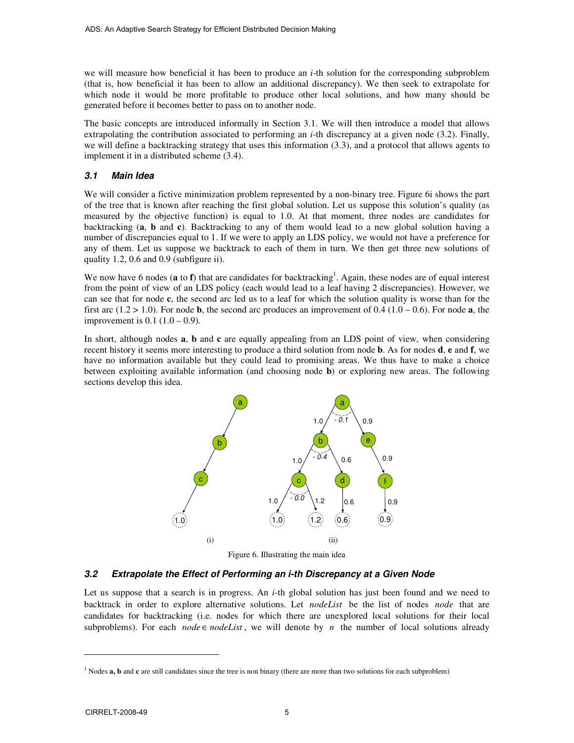we will measure how beneficial it has been to produce an *i*-th solution for the corresponding subproblem (that is, how beneficial it has been to allow an additional discrepancy). We then seek to extrapolate for which node it would be more profitable to produce other local solutions, and how many should be generated before it becomes better to pass on to another node.

The basic concepts are introduced informally in Section 3.1. We will then introduce a model that allows extrapolating the contribution associated to performing an *i*-th discrepancy at a given node (3.2). Finally, we will define a backtracking strategy that uses this information (3.3), and a protocol that allows agents to implement it in a distributed scheme (3.4).

### 3.1 Main Idea

We will consider a fictive minimization problem represented by a non-binary tree. Figure 6i shows the part of the tree that is known after reaching the first global solution. Let us suppose this solution's quality (as measured by the objective function) is equal to 1.0. At that moment, three nodes are candidates for backtracking (**a**, **b** and **c**). Backtracking to any of them would lead to a new global solution having a number of discrepancies equal to 1. If we were to apply an LDS policy, we would not have a preference for any of them. Let us suppose we backtrack to each of them in turn. We then get three new solutions of quality 1.2, 0.6 and 0.9 (subfigure ii).

We now have 6 nodes (**a** to **f**) that are candidates for backtracking[1]. Again, these nodes are of equal interest from the point of view of an LDS policy (each would lead to a leaf having 2 discrepancies). However, we can see that for node **c**, the second arc led us to a leaf for which the solution quality is worse than for the first arc (1.2 > 1.0). For node **b**, the second arc produces an improvement of 0.4 (1.0 – 0.6). For node **a**, the improvement is 0.1 (1.0 – 0.9).

In short, although nodes **a**, **b** and **c** are equally appealing from an LDS point of view, when considering recent history it seems more interesting to produce a third solution from node **b**. As for nodes **d**, **e** and **f**, we have no information available but they could lead to promising areas. We thus have to make a choice between exploiting available information (and choosing node **b**) or exploring new areas. The following sections develop this idea.

Figure 6. Illustrating the main idea

### 3.2 Extrapolate the Effect of Performing an i-th Discrepancy at a Given Node

Let us suppose that a search is in progress. An *i*-th global solution has just been found and we need to backtrack in order to explore alternative solutions. Let *nodeList* be the list of nodes *node* that are candidates for backtracking (i.e. nodes for which there are unexplored local solutions for their local subproblems). For each $node \in nodeList$, we will denote by $n$ the number of local solutions already

[1] Nodes **a, b** and **c** are still candidates since the tree is non binary (there are more than two solutions for each subproblem)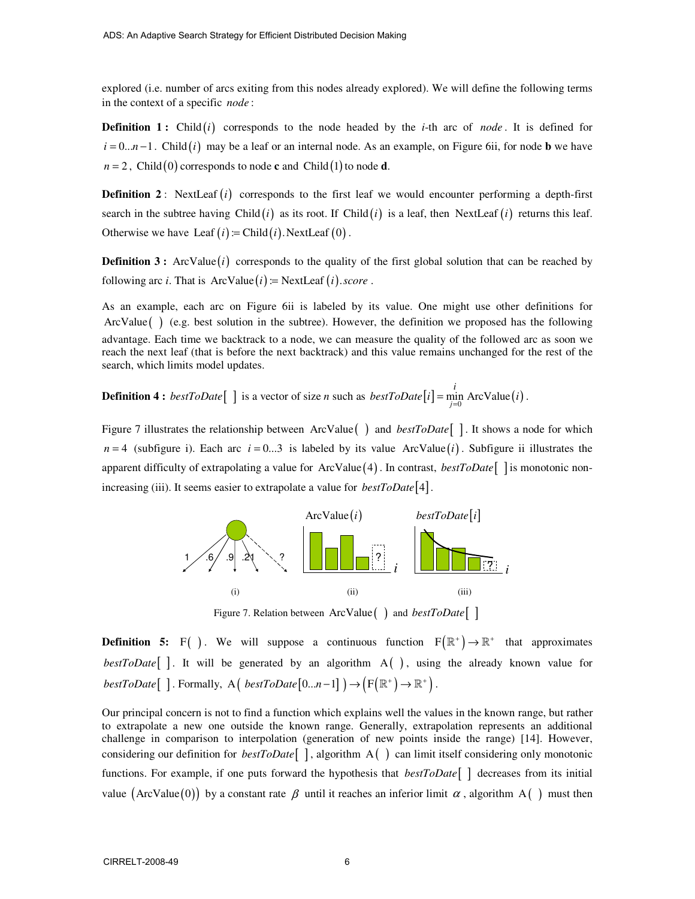explored (i.e. number of arcs exiting from this nodes already explored). We will define the following terms in the context of a specific *node* :

**Definition 1 :** $\text{Child}(i)$ corresponds to the node headed by the *i*-th arc of *node*. It is defined for $i = 0...n-1$. $\text{Child}(i)$ may be a leaf or an internal node. As an example, on Figure 6ii, for node **b** we have $n = 2$, $\text{Child}(0)$ corresponds to node **c** and $\text{Child}(1)$ to node **d**.

**Definition 2** : $\text{NextLeaf}(i)$ corresponds to the first leaf we would encounter performing a depth-first search in the subtree having $\text{Child}(i)$ as its root. If $\text{Child}(i)$ is a leaf, then $\text{NextLeaf}(i)$ returns this leaf. Otherwise we have $\text{Leaf}(i) := \text{Child}(i).\text{NextLeaf}(0)$.

**Definition 3 :** $\text{ArcValue}(i)$ corresponds to the quality of the first global solution that can be reached by following arc *i*. That is $\text{ArcValue}(i) := \text{NextLeaf}(i).score$.

As an example, each arc on Figure 6ii is labeled by its value. One might use other definitions for $\text{ArcValue}(\ )$ (e.g. best solution in the subtree). However, the definition we proposed has the following advantage. Each time we backtrack to a node, we can measure the quality of the followed arc as soon as we reach the next leaf (that is before the next backtrack) and this value remains unchanged for the rest of the search, which limits model updates.

**Definition 4 :** $bestToDate[\ ]$ is a vector of size *n* such as $bestToDate[i] = \min_{j=0}^{i} \text{ArcValue}(i)$.

Figure 7 illustrates the relationship between $\text{ArcValue}(\ )$ and $bestToDate[\ ]$. It shows a node for which $n = 4$ (subfigure i). Each arc $i = 0...3$ is labeled by its value $\text{ArcValue}(i)$. Subfigure ii illustrates the apparent difficulty of extrapolating a value for $\text{ArcValue}(4)$. In contrast, $bestToDate[\ ]$ is monotonic non-increasing (iii). It seems easier to extrapolate a value for $bestToDate[4]$.

Figure 7. Relation between $\text{ArcValue}(\ )$ and $bestToDate[\ ]$

**Definition 5:** $\text{F}(\ )$. We will suppose a continuous function $\text{F}(\mathbb{R}^+) \rightarrow \mathbb{R}^+$ that approximates $bestToDate[\ ]$. It will be generated by an algorithm $\text{A}(\ )$, using the already known value for $bestToDate[\ ]$. Formally, $\text{A}(\ bestToDate[0...n-1]\ ) \rightarrow (\text{F}(\mathbb{R}^+) \rightarrow \mathbb{R}^+)$.

Our principal concern is not to find a function which explains well the values in the known range, but rather to extrapolate a new one outside the known range. Generally, extrapolation represents an additional challenge in comparison to interpolation (generation of new points inside the range) [14]. However, considering our definition for $bestToDate[\ ]$, algorithm $\text{A}(\ )$ can limit itself considering only monotonic functions. For example, if one puts forward the hypothesis that $bestToDate[\ ]$ decreases from its initial value $(\text{ArcValue}(0))$ by a constant rate $\beta$ until it reaches an inferior limit $\alpha$, algorithm $\text{A}(\ )$ must then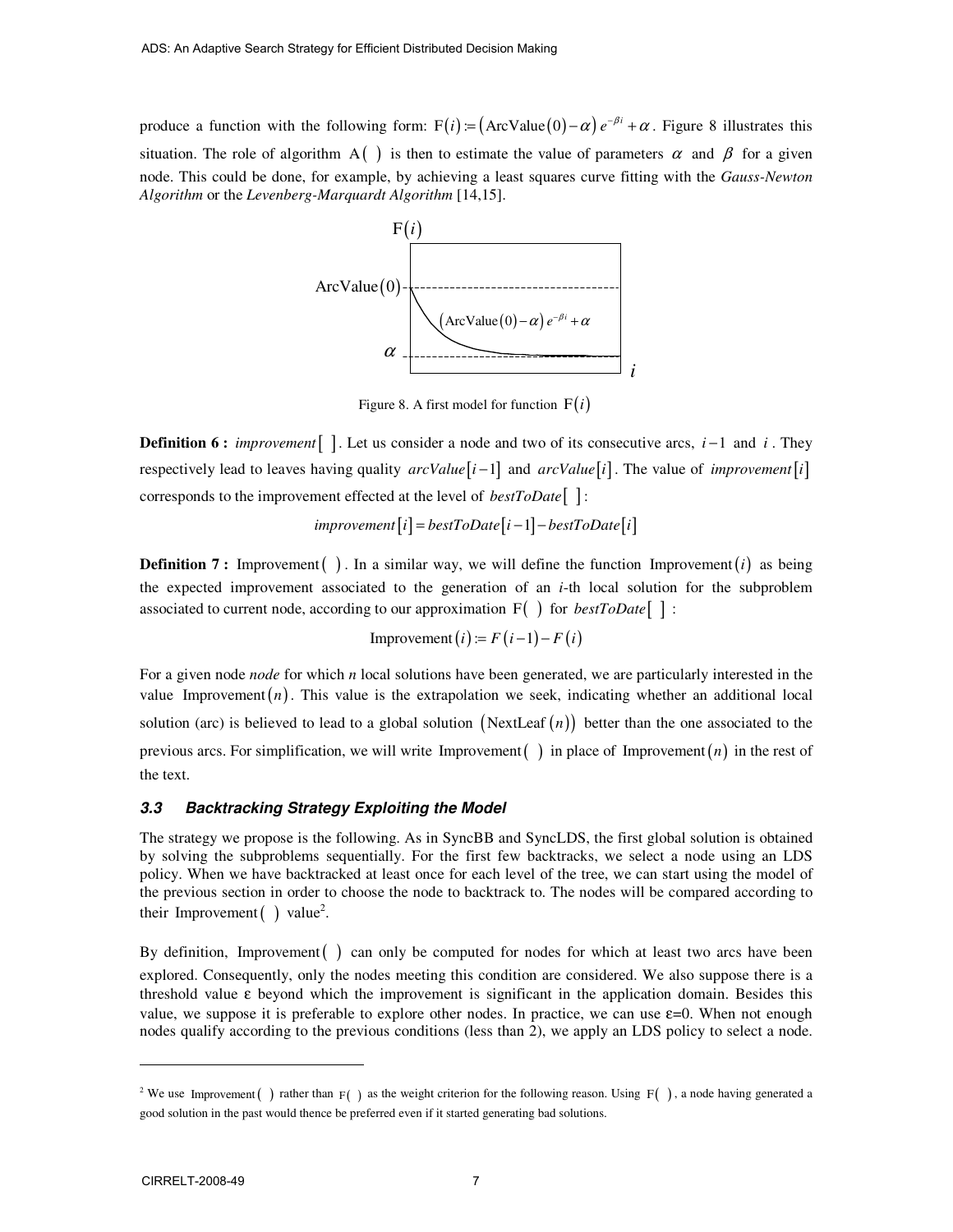produce a function with the following form: $\mathrm{F}(i) := (\mathrm{ArcValue}(0) - \alpha)\, e^{-\beta i} + \alpha$. Figure 8 illustrates this situation. The role of algorithm $\mathrm{A}(\ )$ is then to estimate the value of parameters $\alpha$ and $\beta$ for a given node. This could be done, for example, by achieving a least squares curve fitting with the *Gauss-Newton Algorithm* or the *Levenberg-Marquardt Algorithm* [14,15].

Figure 8. A first model for function $\mathrm{F}(i)$

**Definition 6 :** $\mathit{improvement}[\ ]$. Let us consider a node and two of its consecutive arcs, $i-1$ and $i$. They respectively lead to leaves having quality $\mathit{arcValue}[i-1]$ and $\mathit{arcValue}[i]$. The value of $\mathit{improvement}[i]$ corresponds to the improvement effected at the level of $\mathit{bestToDate}[\ ]$:

$$\mathit{improvement}[i] = \mathit{bestToDate}[i-1] - \mathit{bestToDate}[i]$$

**Definition 7 :** $\mathrm{Improvement}(\ )$. In a similar way, we will define the function $\mathrm{Improvement}(i)$ as being the expected improvement associated to the generation of an *i*-th local solution for the subproblem associated to current node, according to our approximation $\mathrm{F}(\ )$ for $\mathit{bestToDate}[\ ]$ :

$$\mathrm{Improvement}(i) := F(i-1) - F(i)$$

For a given node *node* for which *n* local solutions have been generated, we are particularly interested in the value $\mathrm{Improvement}(n)$. This value is the extrapolation we seek, indicating whether an additional local solution (arc) is believed to lead to a global solution $(\mathrm{NextLeaf}(n))$ better than the one associated to the previous arcs. For simplification, we will write $\mathrm{Improvement}(\ )$ in place of $\mathrm{Improvement}(n)$ in the rest of the text.

### 3.3 Backtracking Strategy Exploiting the Model

The strategy we propose is the following. As in SyncBB and SyncLDS, the first global solution is obtained by solving the subproblems sequentially. For the first few backtracks, we select a node using an LDS policy. When we have backtracked at least once for each level of the tree, we can start using the model of the previous section in order to choose the node to backtrack to. The nodes will be compared according to their $\mathrm{Improvement}(\ )$ value[2].

By definition, $\mathrm{Improvement}(\ )$ can only be computed for nodes for which at least two arcs have been explored. Consequently, only the nodes meeting this condition are considered. We also suppose there is a threshold value ε beyond which the improvement is significant in the application domain. Besides this value, we suppose it is preferable to explore other nodes. In practice, we can use ε=0. When not enough nodes qualify according to the previous conditions (less than 2), we apply an LDS policy to select a node.

[2] We use $\mathrm{Improvement}(\ )$ rather than $\mathrm{F}(\ )$ as the weight criterion for the following reason. Using $\mathrm{F}(\ )$, a node having generated a good solution in the past would thence be preferred even if it started generating bad solutions.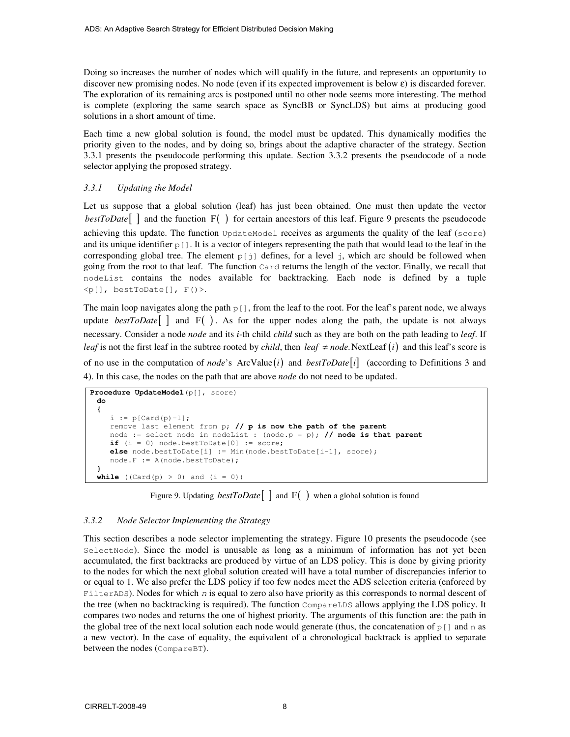Doing so increases the number of nodes which will qualify in the future, and represents an opportunity to discover new promising nodes. No node (even if its expected improvement is below ε) is discarded forever. The exploration of its remaining arcs is postponed until no other node seems more interesting. The method is complete (exploring the same search space as SyncBB or SyncLDS) but aims at producing good solutions in a short amount of time.

Each time a new global solution is found, the model must be updated. This dynamically modifies the priority given to the nodes, and by doing so, brings about the adaptive character of the strategy. Section 3.3.1 presents the pseudocode performing this update. Section 3.3.2 presents the pseudocode of a node selector applying the proposed strategy.

### *3.3.1 Updating the Model*

Let us suppose that a global solution (leaf) has just been obtained. One must then update the vector $bestToDate[\;]$ and the function $\mathrm{F}(\;)$ for certain ancestors of this leaf. Figure 9 presents the pseudocode achieving this update. The function `UpdateModel` receives as arguments the quality of the leaf (`score`) and its unique identifier `p[]`. It is a vector of integers representing the path that would lead to the leaf in the corresponding global tree. The element `p[j]` defines, for a level `j`, which arc should be followed when going from the root to that leaf. The function `Card` returns the length of the vector. Finally, we recall that `nodeList` contains the nodes available for backtracking. Each node is defined by a tuple `<p[], bestToDate[], F()>`.

The main loop navigates along the path `p[]`, from the leaf to the root. For the leaf's parent node, we always update $bestToDate[\;]$ and $\mathrm{F}(\;)$. As for the upper nodes along the path, the update is not always necessary. Consider a node *node* and its *i*-th child *child* such as they are both on the path leading to *leaf*. If *leaf* is not the first leaf in the subtree rooted by *child*, then $leaf \neq node.\mathrm{NextLeaf}(i)$ and this leaf's score is of no use in the computation of *node*'s $\mathrm{ArcValue}(i)$ and $bestToDate[i]$ (according to Definitions 3 and 4). In this case, the nodes on the path that are above *node* do not need to be updated.

```
Procedure UpdateModel(p[], score)
  do
  {
     i := p[Card(p)-1];
     remove last element from p; // p is now the path of the parent
     node := select node in nodeList : (node.p = p); // node is that parent
     if (i = 0) node.bestToDate[0] := score;
     else node.bestToDate[i] := Min(node.bestToDate[i-1], score);
     node.F := A(node.bestToDate);
  }
  while ((Card(p) > 0) and (i = 0))
```

Figure 9. Updating $bestToDate[\;]$ and $\mathrm{F}(\;)$ when a global solution is found

### *3.3.2 Node Selector Implementing the Strategy*

This section describes a node selector implementing the strategy. Figure 10 presents the pseudocode (see `SelectNode`). Since the model is unusable as long as a minimum of information has not yet been accumulated, the first backtracks are produced by virtue of an LDS policy. This is done by giving priority to the nodes for which the next global solution created will have a total number of discrepancies inferior to or equal to 1. We also prefer the LDS policy if too few nodes meet the ADS selection criteria (enforced by `FilterADS`). Nodes for which `n` is equal to zero also have priority as this corresponds to normal descent of the tree (when no backtracking is required). The function `CompareLDS` allows applying the LDS policy. It compares two nodes and returns the one of highest priority. The arguments of this function are: the path in the global tree of the next local solution each node would generate (thus, the concatenation of `p[]` and `n` as a new vector). In the case of equality, the equivalent of a chronological backtrack is applied to separate between the nodes (`CompareBT`).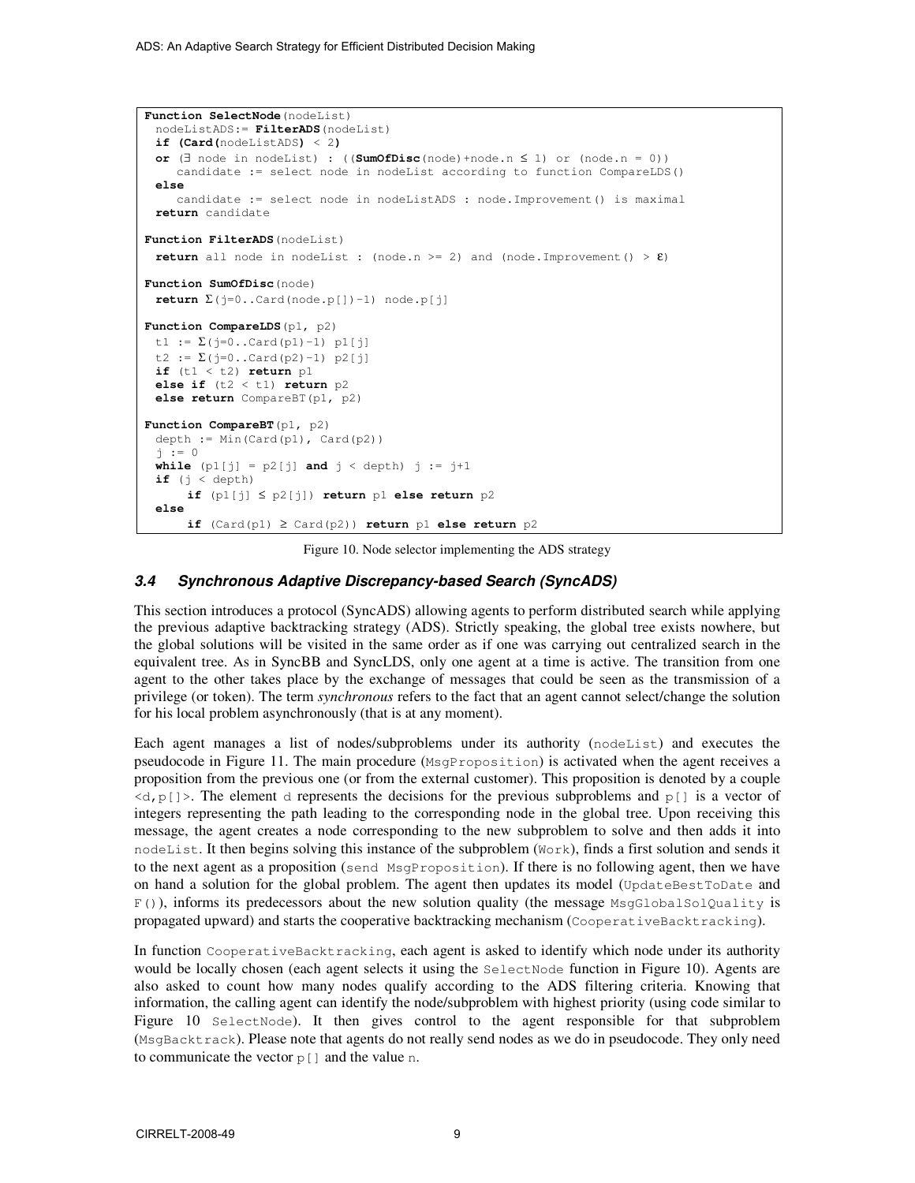```
Function SelectNode(nodeList)
  nodeListADS:= FilterADS(nodeList)
  if (Card(nodeListADS) < 2)
  or (∃ node in nodeList) : ((SumOfDisc(node)+node.n ≤ 1) or (node.n = 0))
     candidate := select node in nodeList according to function CompareLDS()
  else
     candidate := select node in nodeListADS : node.Improvement() is maximal
  return candidate

Function FilterADS(nodeList)
  return all node in nodeList : (node.n >= 2) and (node.Improvement() > ε)

Function SumOfDisc(node)
  return Σ(j=0..Card(node.p[])-1) node.p[j]

Function CompareLDS(p1, p2)
  t1 := Σ(j=0..Card(p1)-1) p1[j]
  t2 := Σ(j=0..Card(p2)-1) p2[j]
  if (t1 < t2) return p1
  else if (t2 < t1) return p2
  else return CompareBT(p1, p2)

Function CompareBT(p1, p2)
  depth := Min(Card(p1), Card(p2))
  j := 0
  while (p1[j] = p2[j] and j < depth) j := j+1
  if (j < depth)
       if (p1[j] ≤ p2[j]) return p1 else return p2
  else
       if (Card(p1) ≥ Card(p2)) return p1 else return p2
```

Figure 10. Node selector implementing the ADS strategy

### 3.4 Synchronous Adaptive Discrepancy-based Search (SyncADS)

This section introduces a protocol (SyncADS) allowing agents to perform distributed search while applying the previous adaptive backtracking strategy (ADS). Strictly speaking, the global tree exists nowhere, but the global solutions will be visited in the same order as if one was carrying out centralized search in the equivalent tree. As in SyncBB and SyncLDS, only one agent at a time is active. The transition from one agent to the other takes place by the exchange of messages that could be seen as the transmission of a privilege (or token). The term *synchronous* refers to the fact that an agent cannot select/change the solution for his local problem asynchronously (that is at any moment).

Each agent manages a list of nodes/subproblems under its authority (`nodeList`) and executes the pseudocode in Figure 11. The main procedure (`MsgProposition`) is activated when the agent receives a proposition from the previous one (or from the external customer). This proposition is denoted by a couple `<d,p[]>`. The element `d` represents the decisions for the previous subproblems and `p[]` is a vector of integers representing the path leading to the corresponding node in the global tree. Upon receiving this message, the agent creates a node corresponding to the new subproblem to solve and then adds it into `nodeList`. It then begins solving this instance of the subproblem (`Work`), finds a first solution and sends it to the next agent as a proposition (`send MsgProposition`). If there is no following agent, then we have on hand a solution for the global problem. The agent then updates its model (`UpdateBestToDate` and `F()`), informs its predecessors about the new solution quality (the message `MsgGlobalSolQuality` is propagated upward) and starts the cooperative backtracking mechanism (`CooperativeBacktracking`).

In function `CooperativeBacktracking`, each agent is asked to identify which node under its authority would be locally chosen (each agent selects it using the `SelectNode` function in Figure 10). Agents are also asked to count how many nodes qualify according to the ADS filtering criteria. Knowing that information, the calling agent can identify the node/subproblem with highest priority (using code similar to Figure 10 `SelectNode`). It then gives control to the agent responsible for that subproblem (`MsgBacktrack`). Please note that agents do not really send nodes as we do in pseudocode. They only need to communicate the vector `p[]` and the value `n`.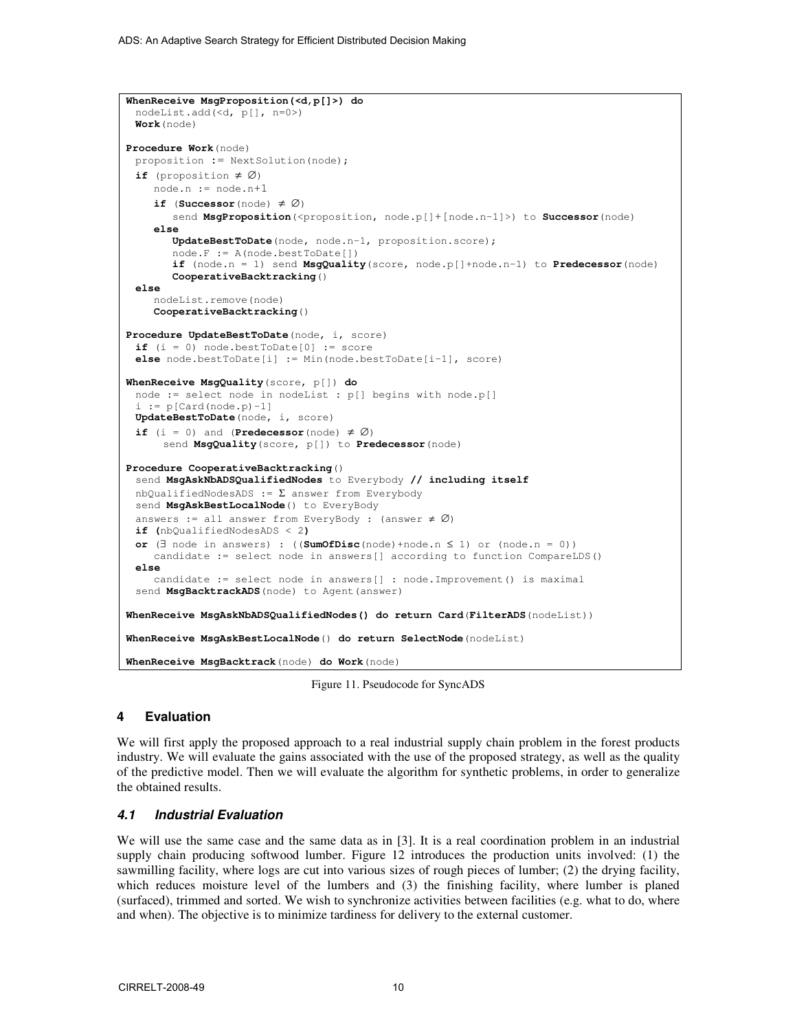```
WhenReceive MsgProposition(<d,p[]>) do
  nodeList.add(<d, p[], n=0>)
  Work(node)

Procedure Work(node)
  proposition := NextSolution(node);
  if (proposition ≠ ∅)
     node.n := node.n+1
     if (Successor(node) ≠ ∅)
        send MsgProposition(<proposition, node.p[]+[node.n-1]>) to Successor(node)
     else
        UpdateBestToDate(node, node.n-1, proposition.score);
        node.F := A(node.bestToDate[])
        if (node.n = 1) send MsgQuality(score, node.p[]+node.n-1) to Predecessor(node)
        CooperativeBacktracking()
  else
     nodeList.remove(node)
     CooperativeBacktracking()

Procedure UpdateBestToDate(node, i, score)
  if (i = 0) node.bestToDate[0] := score
  else node.bestToDate[i] := Min(node.bestToDate[i-1], score)

WhenReceive MsgQuality(score, p[]) do
  node := select node in nodeList : p[] begins with node.p[]
  i := p[Card(node.p)-1]
  UpdateBestToDate(node, i, score)
  if (i = 0) and (Predecessor(node) ≠ ∅)
      send MsgQuality(score, p[]) to Predecessor(node)

Procedure CooperativeBacktracking()
  send MsgAskNbADSQualifiedNodes to Everybody // including itself
  nbQualifiedNodesADS := Σ answer from Everybody
  send MsgAskBestLocalNode() to EveryBody
  answers := all answer from EveryBody : (answer ≠ ∅)
  if (nbQualifiedNodesADS < 2)
  or (∃ node in answers) : ((SumOfDisc(node)+node.n ≤ 1) or (node.n = 0))
     candidate := select node in answers[] according to function CompareLDS()
  else
     candidate := select node in answers[] : node.Improvement() is maximal
  send MsgBacktrackADS(node) to Agent(answer)

WhenReceive MsgAskNbADSQualifiedNodes() do return Card(FilterADS(nodeList))

WhenReceive MsgAskBestLocalNode() do return SelectNode(nodeList)

WhenReceive MsgBacktrack(node) do Work(node)
```

Figure 11. Pseudocode for SyncADS

## 4 Evaluation

We will first apply the proposed approach to a real industrial supply chain problem in the forest products industry. We will evaluate the gains associated with the use of the proposed strategy, as well as the quality of the predictive model. Then we will evaluate the algorithm for synthetic problems, in order to generalize the obtained results.

### 4.1 Industrial Evaluation

We will use the same case and the same data as in [3]. It is a real coordination problem in an industrial supply chain producing softwood lumber. Figure 12 introduces the production units involved: (1) the sawmilling facility, where logs are cut into various sizes of rough pieces of lumber; (2) the drying facility, which reduces moisture level of the lumbers and (3) the finishing facility, where lumber is planed (surfaced), trimmed and sorted. We wish to synchronize activities between facilities (e.g. what to do, where and when). The objective is to minimize tardiness for delivery to the external customer.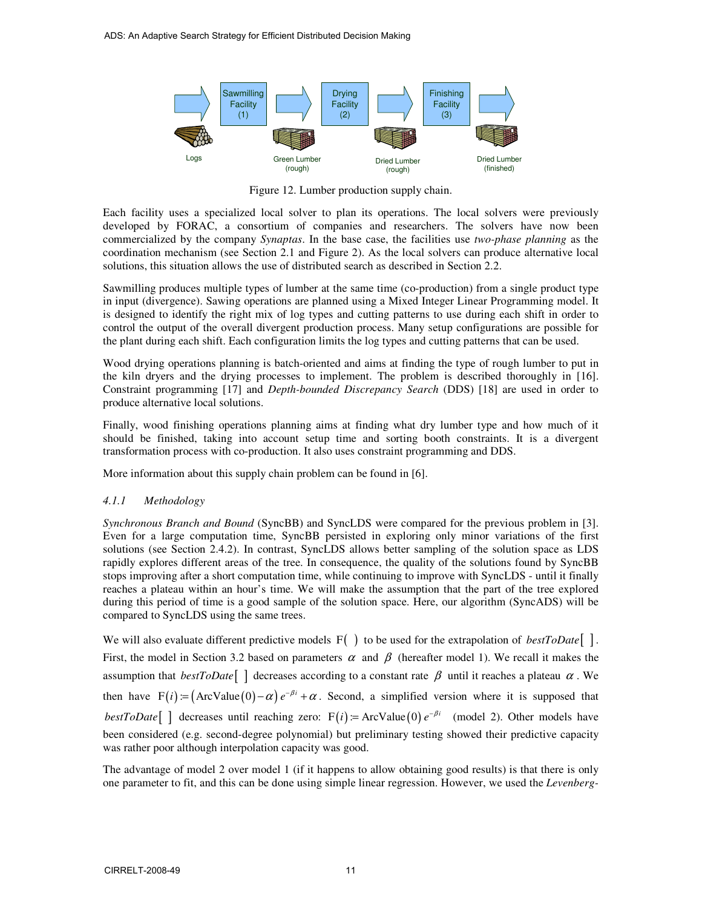Figure 12. Lumber production supply chain.

Each facility uses a specialized local solver to plan its operations. The local solvers were previously developed by FORAC, a consortium of companies and researchers. The solvers have now been commercialized by the company *Synaptas*. In the base case, the facilities use *two-phase planning* as the coordination mechanism (see Section 2.1 and Figure 2). As the local solvers can produce alternative local solutions, this situation allows the use of distributed search as described in Section 2.2.

Sawmilling produces multiple types of lumber at the same time (co-production) from a single product type in input (divergence). Sawing operations are planned using a Mixed Integer Linear Programming model. It is designed to identify the right mix of log types and cutting patterns to use during each shift in order to control the output of the overall divergent production process. Many setup configurations are possible for the plant during each shift. Each configuration limits the log types and cutting patterns that can be used.

Wood drying operations planning is batch-oriented and aims at finding the type of rough lumber to put in the kiln dryers and the drying processes to implement. The problem is described thoroughly in [16]. Constraint programming [17] and *Depth-bounded Discrepancy Search* (DDS) [18] are used in order to produce alternative local solutions.

Finally, wood finishing operations planning aims at finding what dry lumber type and how much of it should be finished, taking into account setup time and sorting booth constraints. It is a divergent transformation process with co-production. It also uses constraint programming and DDS.

More information about this supply chain problem can be found in [6].

### *4.1.1 Methodology*

*Synchronous Branch and Bound* (SyncBB) and SyncLDS were compared for the previous problem in [3]. Even for a large computation time, SyncBB persisted in exploring only minor variations of the first solutions (see Section 2.4.2). In contrast, SyncLDS allows better sampling of the solution space as LDS rapidly explores different areas of the tree. In consequence, the quality of the solutions found by SyncBB stops improving after a short computation time, while continuing to improve with SyncLDS - until it finally reaches a plateau within an hour's time. We will make the assumption that the part of the tree explored during this period of time is a good sample of the solution space. Here, our algorithm (SyncADS) will be compared to SyncLDS using the same trees.

We will also evaluate different predictive models $\mathrm{F}(\ )$ to be used for the extrapolation of *bestToDate*[ ]. First, the model in Section 3.2 based on parameters $\alpha$ and $\beta$ (hereafter model 1). We recall it makes the assumption that *bestToDate*[ ] decreases according to a constant rate $\beta$ until it reaches a plateau $\alpha$. We then have $\mathrm{F}(i) := (\mathrm{ArcValue}(0) - \alpha)\, e^{-\beta i} + \alpha$. Second, a simplified version where it is supposed that *bestToDate*[ ] decreases until reaching zero: $\mathrm{F}(i) := \mathrm{ArcValue}(0)\, e^{-\beta i}$ (model 2). Other models have been considered (e.g. second-degree polynomial) but preliminary testing showed their predictive capacity was rather poor although interpolation capacity was good.

The advantage of model 2 over model 1 (if it happens to allow obtaining good results) is that there is only one parameter to fit, and this can be done using simple linear regression. However, we used the *Levenberg-*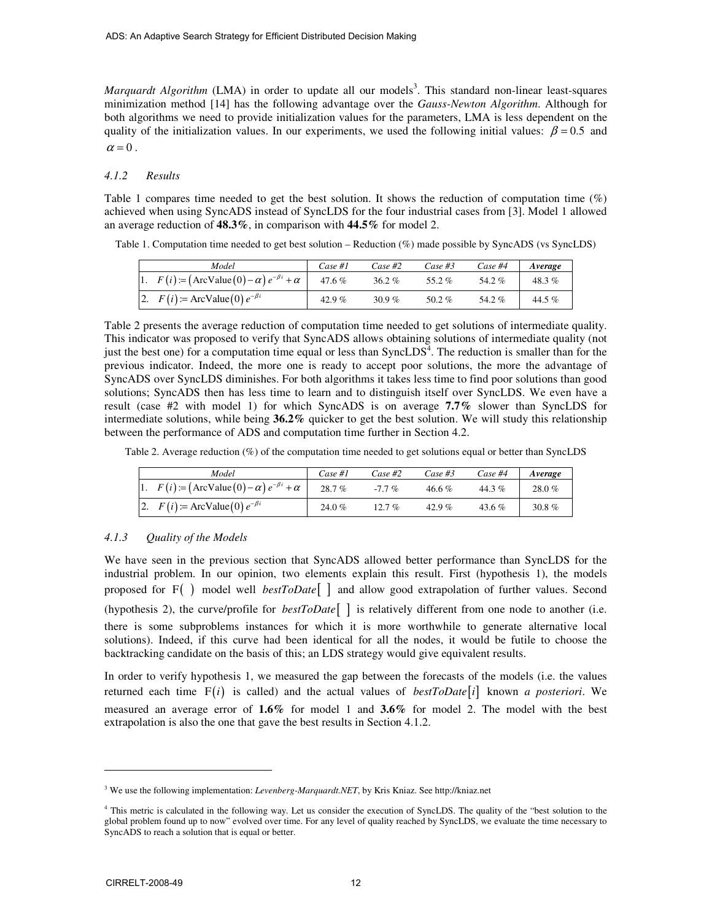*Marquardt Algorithm* (LMA) in order to update all our models[3]. This standard non-linear least-squares minimization method [14] has the following advantage over the *Gauss-Newton Algorithm*. Although for both algorithms we need to provide initialization values for the parameters, LMA is less dependent on the quality of the initialization values. In our experiments, we used the following initial values: $\beta = 0.5$ and $\alpha = 0$.

#### 4.1.2 Results

Table 1 compares time needed to get the best solution. It shows the reduction of computation time (%) achieved when using SyncADS instead of SyncLDS for the four industrial cases from [3]. Model 1 allowed an average reduction of **48.3%**, in comparison with **44.5%** for model 2.

Table 1. Computation time needed to get best solution – Reduction (%) made possible by SyncADS (vs SyncLDS)

| Model | *Case #1* | *Case #2* | *Case #3* | *Case #4* | ***Average*** |
|---|---|---|---|---|---|
| 1. $F(i) := (\text{ArcValue}(0) - \alpha)\, e^{-\beta i} + \alpha$ | 47.6 % | 36.2 % | 55.2 % | 54.2 % | 48.3 % |
| 2. $F(i) := \text{ArcValue}(0)\, e^{-\beta i}$ | 42.9 % | 30.9 % | 50.2 % | 54.2 % | 44.5 % |

Table 2 presents the average reduction of computation time needed to get solutions of intermediate quality. This indicator was proposed to verify that SyncADS allows obtaining solutions of intermediate quality (not just the best one) for a computation time equal or less than SyncLDS[4]. The reduction is smaller than for the previous indicator. Indeed, the more one is ready to accept poor solutions, the more the advantage of SyncADS over SyncLDS diminishes. For both algorithms it takes less time to find poor solutions than good solutions; SyncADS then has less time to learn and to distinguish itself over SyncLDS. We even have a result (case #2 with model 1) for which SyncADS is on average **7.7%** slower than SyncLDS for intermediate solutions, while being **36.2%** quicker to get the best solution. We will study this relationship between the performance of ADS and computation time further in Section 4.2.

Table 2. Average reduction (%) of the computation time needed to get solutions equal or better than SyncLDS

| Model | *Case #1* | *Case #2* | *Case #3* | *Case #4* | ***Average*** |
|---|---|---|---|---|---|
| 1. $F(i) := (\text{ArcValue}(0) - \alpha)\, e^{-\beta i} + \alpha$ | 28.7 % | -7.7 % | 46.6 % | 44.3 % | 28.0 % |
| 2. $F(i) := \text{ArcValue}(0)\, e^{-\beta i}$ | 24.0 % | 12.7 % | 42.9 % | 43.6 % | 30.8 % |

#### 4.1.3 Quality of the Models

We have seen in the previous section that SyncADS allowed better performance than SyncLDS for the industrial problem. In our opinion, two elements explain this result. First (hypothesis 1), the models proposed for $\text{F}(\;)$ model well $bestToDate[\;]$ and allow good extrapolation of further values. Second (hypothesis 2), the curve/profile for $bestToDate[\;]$ is relatively different from one node to another (i.e. there is some subproblems instances for which it is more worthwhile to generate alternative local solutions). Indeed, if this curve had been identical for all the nodes, it would be futile to choose the backtracking candidate on the basis of this; an LDS strategy would give equivalent results.

In order to verify hypothesis 1, we measured the gap between the forecasts of the models (i.e. the values returned each time $\text{F}(i)$ is called) and the actual values of $bestToDate[i]$ known *a posteriori*. We measured an average error of **1.6%** for model 1 and **3.6%** for model 2. The model with the best extrapolation is also the one that gave the best results in Section 4.1.2.

---

[3] We use the following implementation: *Levenberg-Marquardt.NET*, by Kris Kniaz. See http://kniaz.net

[4] This metric is calculated in the following way. Let us consider the execution of SyncLDS. The quality of the "best solution to the global problem found up to now" evolved over time. For any level of quality reached by SyncLDS, we evaluate the time necessary to SyncADS to reach a solution that is equal or better.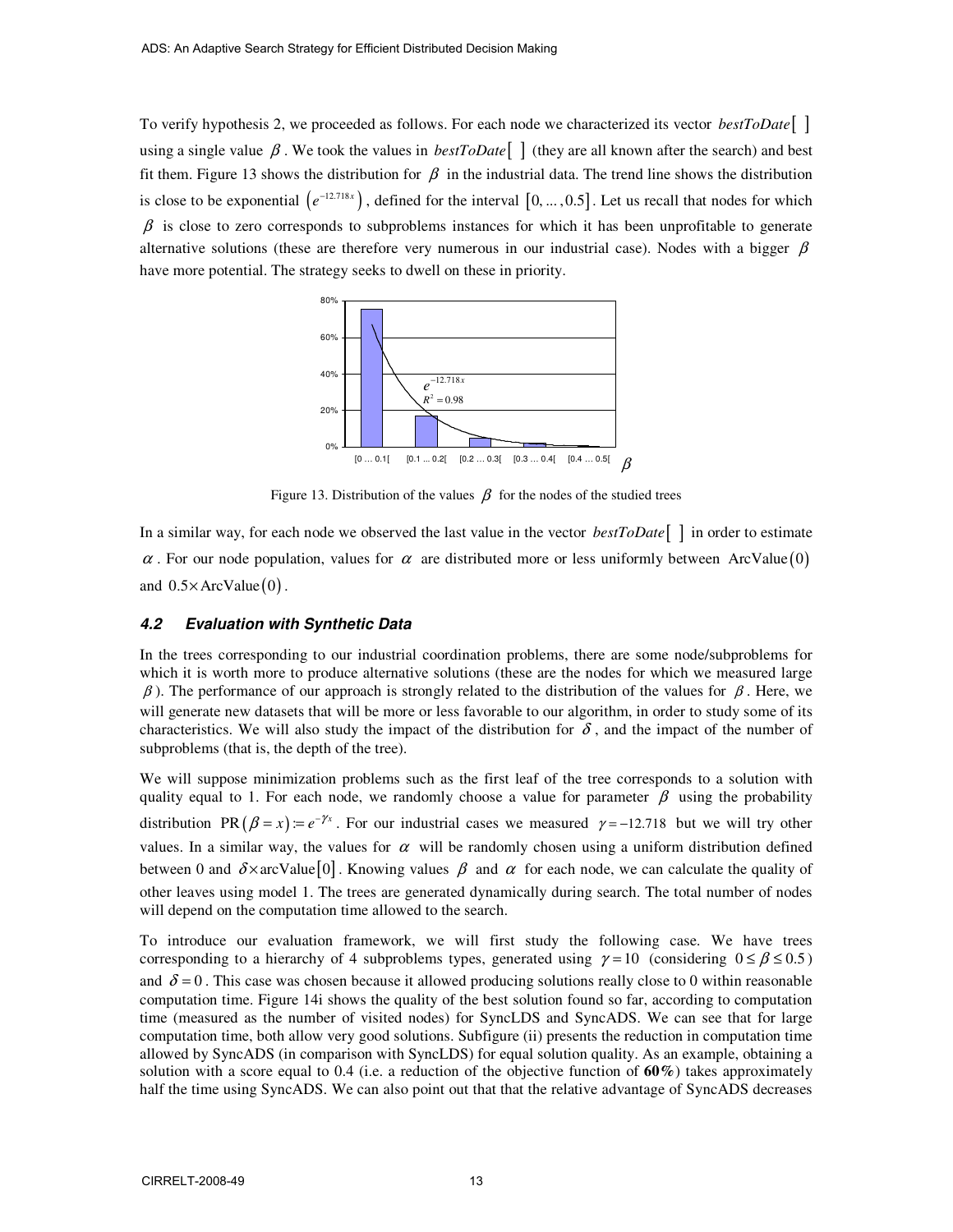To verify hypothesis 2, we proceeded as follows. For each node we characterized its vector *bestToDate*[ ] using a single value $\beta$. We took the values in *bestToDate*[ ] (they are all known after the search) and best fit them. Figure 13 shows the distribution for $\beta$ in the industrial data. The trend line shows the distribution is close to be exponential $\left(e^{-12.718x}\right)$, defined for the interval $[0, \ldots, 0.5]$. Let us recall that nodes for which $\beta$ is close to zero corresponds to subproblems instances for which it has been unprofitable to generate alternative solutions (these are therefore very numerous in our industrial case). Nodes with a bigger $\beta$ have more potential. The strategy seeks to dwell on these in priority.

Figure 13. Distribution of the values $\beta$ for the nodes of the studied trees

In a similar way, for each node we observed the last value in the vector *bestToDate*[ ] in order to estimate $\alpha$. For our node population, values for $\alpha$ are distributed more or less uniformly between $\text{ArcValue}(0)$ and $0.5 \times \text{ArcValue}(0)$.

### 4.2 Evaluation with Synthetic Data

In the trees corresponding to our industrial coordination problems, there are some node/subproblems for which it is worth more to produce alternative solutions (these are the nodes for which we measured large $\beta$). The performance of our approach is strongly related to the distribution of the values for $\beta$. Here, we will generate new datasets that will be more or less favorable to our algorithm, in order to study some of its characteristics. We will also study the impact of the distribution for $\delta$, and the impact of the number of subproblems (that is, the depth of the tree).

We will suppose minimization problems such as the first leaf of the tree corresponds to a solution with quality equal to 1. For each node, we randomly choose a value for parameter $\beta$ using the probability distribution $\text{PR}(\beta = x) := e^{-\gamma x}$. For our industrial cases we measured $\gamma = -12.718$ but we will try other values. In a similar way, the values for $\alpha$ will be randomly chosen using a uniform distribution defined between 0 and $\delta \times \text{arcValue}[0]$. Knowing values $\beta$ and $\alpha$ for each node, we can calculate the quality of other leaves using model 1. The trees are generated dynamically during search. The total number of nodes will depend on the computation time allowed to the search.

To introduce our evaluation framework, we will first study the following case. We have trees corresponding to a hierarchy of 4 subproblems types, generated using $\gamma = 10$ (considering $0 \leq \beta \leq 0.5$) and $\delta = 0$. This case was chosen because it allowed producing solutions really close to 0 within reasonable computation time. Figure 14i shows the quality of the best solution found so far, according to computation time (measured as the number of visited nodes) for SyncLDS and SyncADS. We can see that for large computation time, both allow very good solutions. Subfigure (ii) presents the reduction in computation time allowed by SyncADS (in comparison with SyncLDS) for equal solution quality. As an example, obtaining a solution with a score equal to 0.4 (i.e. a reduction of the objective function of **60%**) takes approximately half the time using SyncADS. We can also point out that that the relative advantage of SyncADS decreases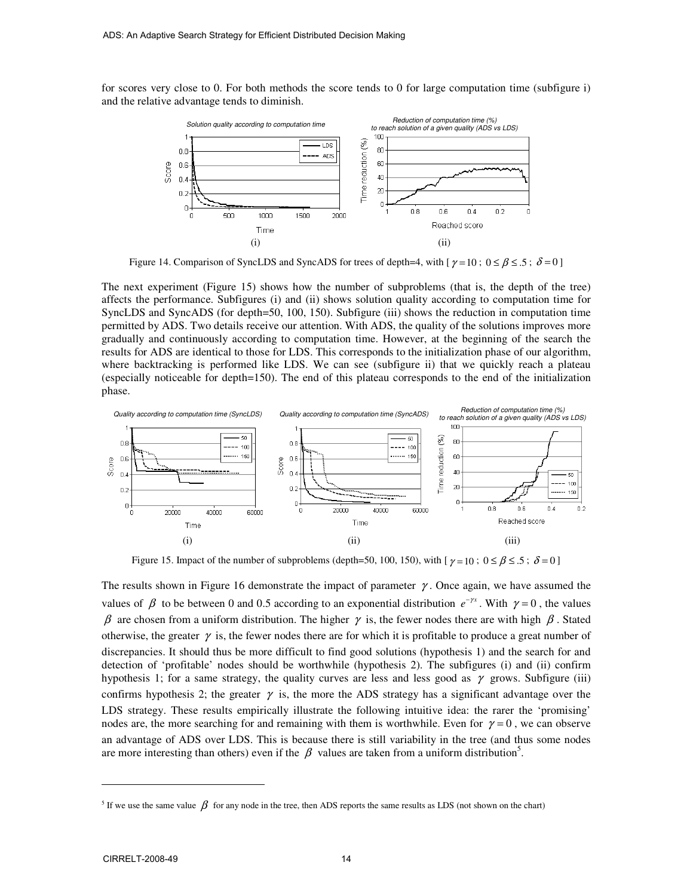for scores very close to 0. For both methods the score tends to 0 for large computation time (subfigure i) and the relative advantage tends to diminish.

Figure 14. Comparison of SyncLDS and SyncADS for trees of depth=4, with [ $\gamma = 10$ ; $0 \leq \beta \leq .5$ ; $\delta = 0$ ]

The next experiment (Figure 15) shows how the number of subproblems (that is, the depth of the tree) affects the performance. Subfigures (i) and (ii) shows solution quality according to computation time for SyncLDS and SyncADS (for depth=50, 100, 150). Subfigure (iii) shows the reduction in computation time permitted by ADS. Two details receive our attention. With ADS, the quality of the solutions improves more gradually and continuously according to computation time. However, at the beginning of the search the results for ADS are identical to those for LDS. This corresponds to the initialization phase of our algorithm, where backtracking is performed like LDS. We can see (subfigure ii) that we quickly reach a plateau (especially noticeable for depth=150). The end of this plateau corresponds to the end of the initialization phase.

Figure 15. Impact of the number of subproblems (depth=50, 100, 150), with [ $\gamma = 10$ ; $0 \leq \beta \leq .5$ ; $\delta = 0$ ]

The results shown in Figure 16 demonstrate the impact of parameter $\gamma$. Once again, we have assumed the values of $\beta$ to be between 0 and 0.5 according to an exponential distribution $e^{-\gamma x}$. With $\gamma = 0$, the values $\beta$ are chosen from a uniform distribution. The higher $\gamma$ is, the fewer nodes there are with high $\beta$. Stated otherwise, the greater $\gamma$ is, the fewer nodes there are for which it is profitable to produce a great number of discrepancies. It should thus be more difficult to find good solutions (hypothesis 1) and the search for and detection of 'profitable' nodes should be worthwhile (hypothesis 2). The subfigures (i) and (ii) confirm hypothesis 1; for a same strategy, the quality curves are less and less good as $\gamma$ grows. Subfigure (iii) confirms hypothesis 2; the greater $\gamma$ is, the more the ADS strategy has a significant advantage over the LDS strategy. These results empirically illustrate the following intuitive idea: the rarer the 'promising' nodes are, the more searching for and remaining with them is worthwhile. Even for $\gamma = 0$, we can observe an advantage of ADS over LDS. This is because there is still variability in the tree (and thus some nodes are more interesting than others) even if the $\beta$ values are taken from a uniform distribution[5].

[5] If we use the same value $\beta$ for any node in the tree, then ADS reports the same results as LDS (not shown on the chart)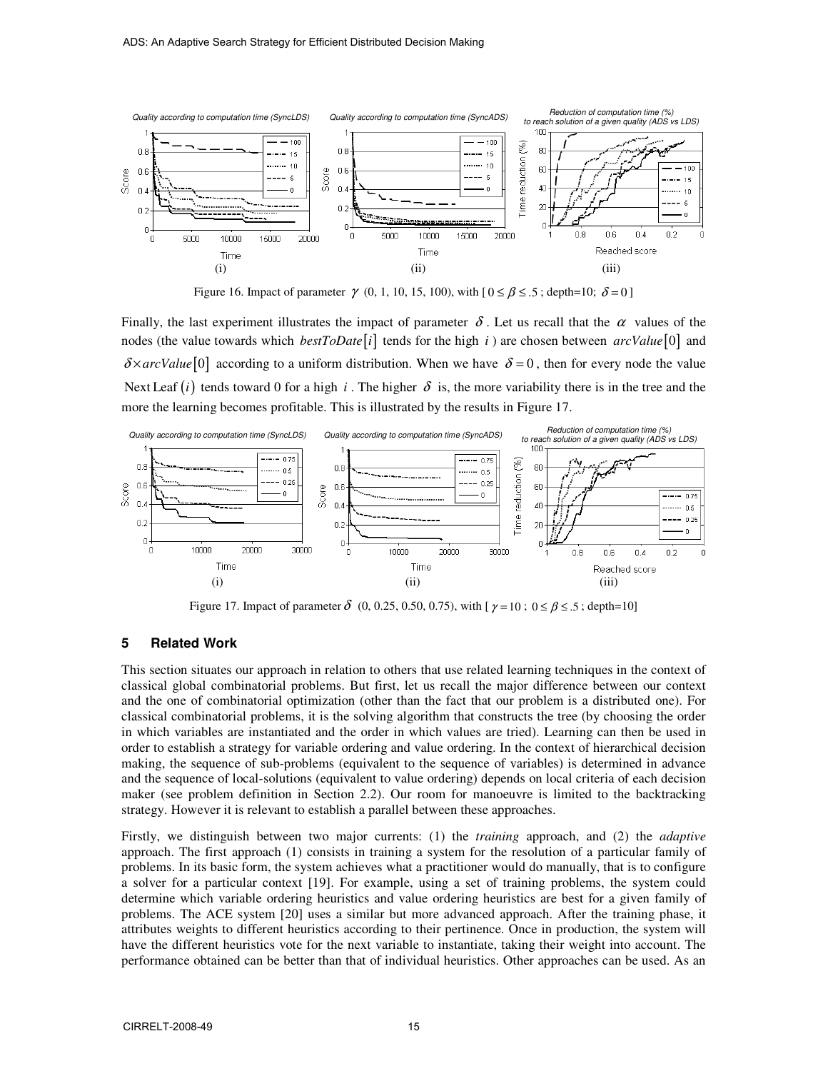Figure 16. Impact of parameter $\gamma$ (0, 1, 10, 15, 100), with [ $0 \leq \beta \leq .5$ ; depth=10; $\delta = 0$ ]

Finally, the last experiment illustrates the impact of parameter $\delta$. Let us recall that the $\alpha$ values of the nodes (the value towards which $bestToDate[i]$ tends for the high $i$) are chosen between $arcValue[0]$ and $\delta \times arcValue[0]$ according to a uniform distribution. When we have $\delta = 0$, then for every node the value $\text{Next Leaf}(i)$ tends toward 0 for a high $i$. The higher $\delta$ is, the more variability there is in the tree and the more the learning becomes profitable. This is illustrated by the results in Figure 17.

Figure 17. Impact of parameter $\delta$ (0, 0.25, 0.50, 0.75), with [ $\gamma = 10$ ; $0 \leq \beta \leq .5$ ; depth=10]

## 5 Related Work

This section situates our approach in relation to others that use related learning techniques in the context of classical global combinatorial problems. But first, let us recall the major difference between our context and the one of combinatorial optimization (other than the fact that our problem is a distributed one). For classical combinatorial problems, it is the solving algorithm that constructs the tree (by choosing the order in which variables are instantiated and the order in which values are tried). Learning can then be used in order to establish a strategy for variable ordering and value ordering. In the context of hierarchical decision making, the sequence of sub-problems (equivalent to the sequence of variables) is determined in advance and the sequence of local-solutions (equivalent to value ordering) depends on local criteria of each decision maker (see problem definition in Section 2.2). Our room for manoeuvre is limited to the backtracking strategy. However it is relevant to establish a parallel between these approaches.

Firstly, we distinguish between two major currents: (1) the *training* approach, and (2) the *adaptive* approach. The first approach (1) consists in training a system for the resolution of a particular family of problems. In its basic form, the system achieves what a practitioner would do manually, that is to configure a solver for a particular context [19]. For example, using a set of training problems, the system could determine which variable ordering heuristics and value ordering heuristics are best for a given family of problems. The ACE system [20] uses a similar but more advanced approach. After the training phase, it attributes weights to different heuristics according to their pertinence. Once in production, the system will have the different heuristics vote for the next variable to instantiate, taking their weight into account. The performance obtained can be better than that of individual heuristics. Other approaches can be used. As an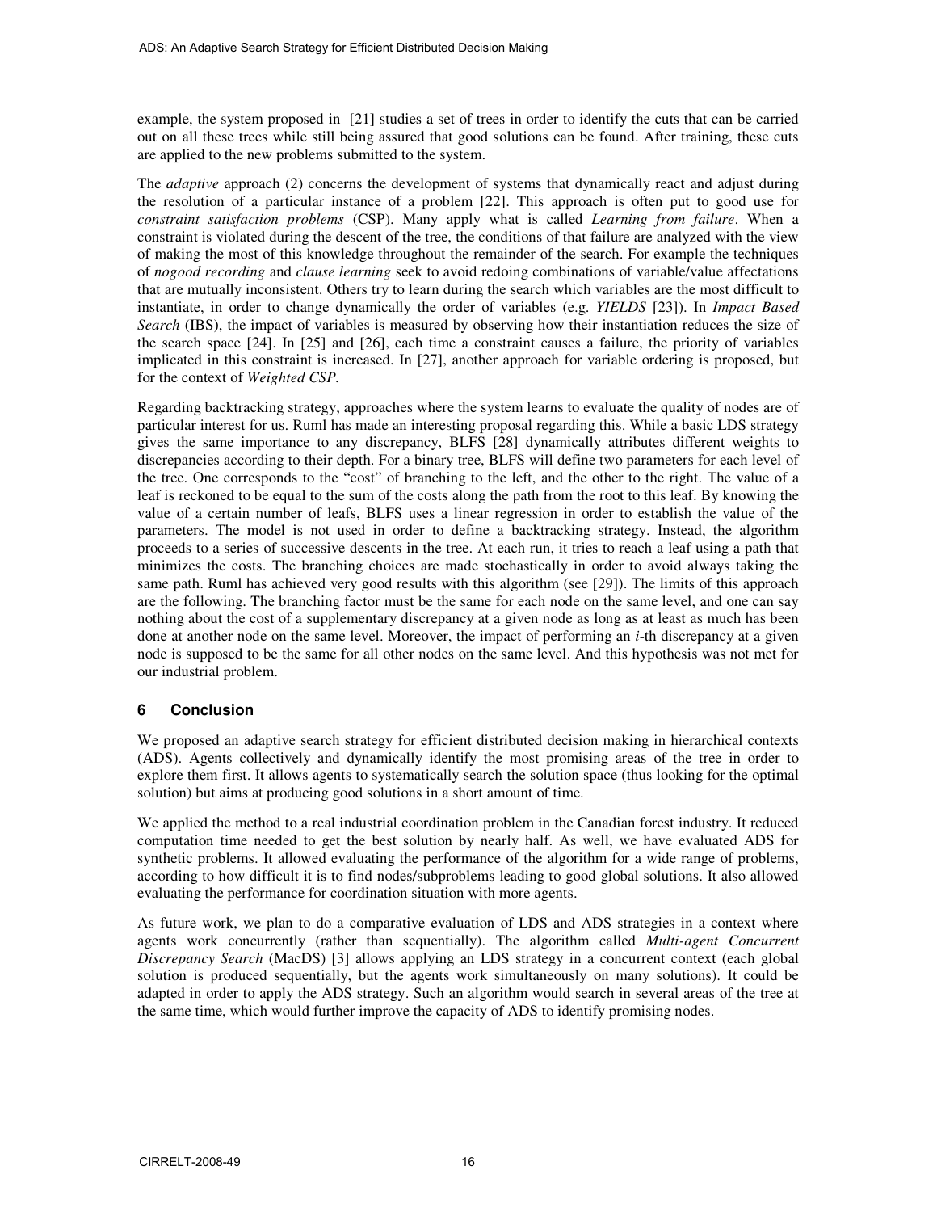example, the system proposed in [21] studies a set of trees in order to identify the cuts that can be carried out on all these trees while still being assured that good solutions can be found. After training, these cuts are applied to the new problems submitted to the system.

The *adaptive* approach (2) concerns the development of systems that dynamically react and adjust during the resolution of a particular instance of a problem [22]. This approach is often put to good use for *constraint satisfaction problems* (CSP). Many apply what is called *Learning from failure*. When a constraint is violated during the descent of the tree, the conditions of that failure are analyzed with the view of making the most of this knowledge throughout the remainder of the search. For example the techniques of *nogood recording* and *clause learning* seek to avoid redoing combinations of variable/value affectations that are mutually inconsistent. Others try to learn during the search which variables are the most difficult to instantiate, in order to change dynamically the order of variables (e.g. *YIELDS* [23]). In *Impact Based Search* (IBS), the impact of variables is measured by observing how their instantiation reduces the size of the search space [24]. In [25] and [26], each time a constraint causes a failure, the priority of variables implicated in this constraint is increased. In [27], another approach for variable ordering is proposed, but for the context of *Weighted CSP*.

Regarding backtracking strategy, approaches where the system learns to evaluate the quality of nodes are of particular interest for us. Ruml has made an interesting proposal regarding this. While a basic LDS strategy gives the same importance to any discrepancy, BLFS [28] dynamically attributes different weights to discrepancies according to their depth. For a binary tree, BLFS will define two parameters for each level of the tree. One corresponds to the "cost" of branching to the left, and the other to the right. The value of a leaf is reckoned to be equal to the sum of the costs along the path from the root to this leaf. By knowing the value of a certain number of leafs, BLFS uses a linear regression in order to establish the value of the parameters. The model is not used in order to define a backtracking strategy. Instead, the algorithm proceeds to a series of successive descents in the tree. At each run, it tries to reach a leaf using a path that minimizes the costs. The branching choices are made stochastically in order to avoid always taking the same path. Ruml has achieved very good results with this algorithm (see [29]). The limits of this approach are the following. The branching factor must be the same for each node on the same level, and one can say nothing about the cost of a supplementary discrepancy at a given node as long as at least as much has been done at another node on the same level. Moreover, the impact of performing an $i$-th discrepancy at a given node is supposed to be the same for all other nodes on the same level. And this hypothesis was not met for our industrial problem.

## 6 Conclusion

We proposed an adaptive search strategy for efficient distributed decision making in hierarchical contexts (ADS). Agents collectively and dynamically identify the most promising areas of the tree in order to explore them first. It allows agents to systematically search the solution space (thus looking for the optimal solution) but aims at producing good solutions in a short amount of time.

We applied the method to a real industrial coordination problem in the Canadian forest industry. It reduced computation time needed to get the best solution by nearly half. As well, we have evaluated ADS for synthetic problems. It allowed evaluating the performance of the algorithm for a wide range of problems, according to how difficult it is to find nodes/subproblems leading to good global solutions. It also allowed evaluating the performance for coordination situation with more agents.

As future work, we plan to do a comparative evaluation of LDS and ADS strategies in a context where agents work concurrently (rather than sequentially). The algorithm called *Multi-agent Concurrent Discrepancy Search* (MacDS) [3] allows applying an LDS strategy in a concurrent context (each global solution is produced sequentially, but the agents work simultaneously on many solutions). It could be adapted in order to apply the ADS strategy. Such an algorithm would search in several areas of the tree at the same time, which would further improve the capacity of ADS to identify promising nodes.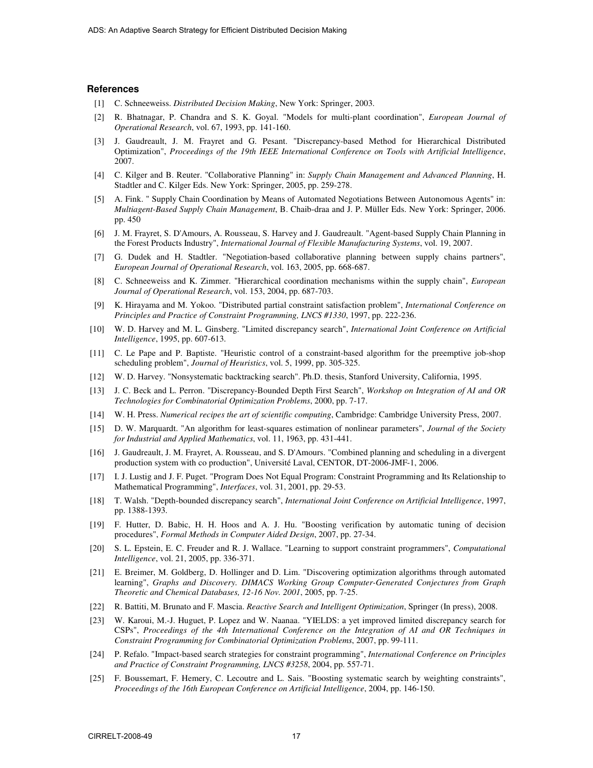## References

[1] C. Schneeweiss. *Distributed Decision Making*, New York: Springer, 2003.

[2] R. Bhatnagar, P. Chandra and S. K. Goyal. "Models for multi-plant coordination", *European Journal of Operational Research*, vol. 67, 1993, pp. 141-160.

[3] J. Gaudreault, J. M. Frayret and G. Pesant. "Discrepancy-based Method for Hierarchical Distributed Optimization", *Proceedings of the 19th IEEE International Conference on Tools with Artificial Intelligence*, 2007.

[4] C. Kilger and B. Reuter. "Collaborative Planning" in: *Supply Chain Management and Advanced Planning*, H. Stadtler and C. Kilger Eds. New York: Springer, 2005, pp. 259-278.

[5] A. Fink. " Supply Chain Coordination by Means of Automated Negotiations Between Autonomous Agents" in: *Multiagent-Based Supply Chain Management*, B. Chaib-draa and J. P. Müller Eds. New York: Springer, 2006. pp. 450

[6] J. M. Frayret, S. D'Amours, A. Rousseau, S. Harvey and J. Gaudreault. "Agent-based Supply Chain Planning in the Forest Products Industry", *International Journal of Flexible Manufacturing Systems*, vol. 19, 2007.

[7] G. Dudek and H. Stadtler. "Negotiation-based collaborative planning between supply chains partners", *European Journal of Operational Research*, vol. 163, 2005, pp. 668-687.

[8] C. Schneeweiss and K. Zimmer. "Hierarchical coordination mechanisms within the supply chain", *European Journal of Operational Research*, vol. 153, 2004, pp. 687-703.

[9] K. Hirayama and M. Yokoo. "Distributed partial constraint satisfaction problem", *International Conference on Principles and Practice of Constraint Programming, LNCS #1330*, 1997, pp. 222-236.

[10] W. D. Harvey and M. L. Ginsberg. "Limited discrepancy search", *International Joint Conference on Artificial Intelligence*, 1995, pp. 607-613.

[11] C. Le Pape and P. Baptiste. "Heuristic control of a constraint-based algorithm for the preemptive job-shop scheduling problem", *Journal of Heuristics*, vol. 5, 1999, pp. 305-325.

[12] W. D. Harvey. "Nonsystematic backtracking search". Ph.D. thesis, Stanford University, California, 1995.

[13] J. C. Beck and L. Perron. "Discrepancy-Bounded Depth First Search", *Workshop on Integration of AI and OR Technologies for Combinatorial Optimization Problems*, 2000, pp. 7-17.

[14] W. H. Press. *Numerical recipes the art of scientific computing*, Cambridge: Cambridge University Press, 2007.

[15] D. W. Marquardt. "An algorithm for least-squares estimation of nonlinear parameters", *Journal of the Society for Industrial and Applied Mathematics*, vol. 11, 1963, pp. 431-441.

[16] J. Gaudreault, J. M. Frayret, A. Rousseau, and S. D'Amours. "Combined planning and scheduling in a divergent production system with co production", Université Laval, CENTOR, DT-2006-JMF-1, 2006.

[17] I. J. Lustig and J. F. Puget. "Program Does Not Equal Program: Constraint Programming and Its Relationship to Mathematical Programming", *Interfaces*, vol. 31, 2001, pp. 29-53.

[18] T. Walsh. "Depth-bounded discrepancy search", *International Joint Conference on Artificial Intelligence*, 1997, pp. 1388-1393.

[19] F. Hutter, D. Babic, H. H. Hoos and A. J. Hu. "Boosting verification by automatic tuning of decision procedures", *Formal Methods in Computer Aided Design*, 2007, pp. 27-34.

[20] S. L. Epstein, E. C. Freuder and R. J. Wallace. "Learning to support constraint programmers", *Computational Intelligence*, vol. 21, 2005, pp. 336-371.

[21] E. Breimer, M. Goldberg, D. Hollinger and D. Lim. "Discovering optimization algorithms through automated learning", *Graphs and Discovery. DIMACS Working Group Computer-Generated Conjectures from Graph Theoretic and Chemical Databases, 12-16 Nov. 2001*, 2005, pp. 7-25.

[22] R. Battiti, M. Brunato and F. Mascia. *Reactive Search and Intelligent Optimization*, Springer (In press), 2008.

[23] W. Karoui, M.-J. Huguet, P. Lopez and W. Naanaa. "YIELDS: a yet improved limited discrepancy search for CSPs", *Proceedings of the 4th International Conference on the Integration of AI and OR Techniques in Constraint Programming for Combinatorial Optimization Problems*, 2007, pp. 99-111.

[24] P. Refalo. "Impact-based search strategies for constraint programming", *International Conference on Principles and Practice of Constraint Programming, LNCS #3258*, 2004, pp. 557-71.

[25] F. Boussemart, F. Hemery, C. Lecoutre and L. Sais. "Boosting systematic search by weighting constraints", *Proceedings of the 16th European Conference on Artificial Intelligence*, 2004, pp. 146-150.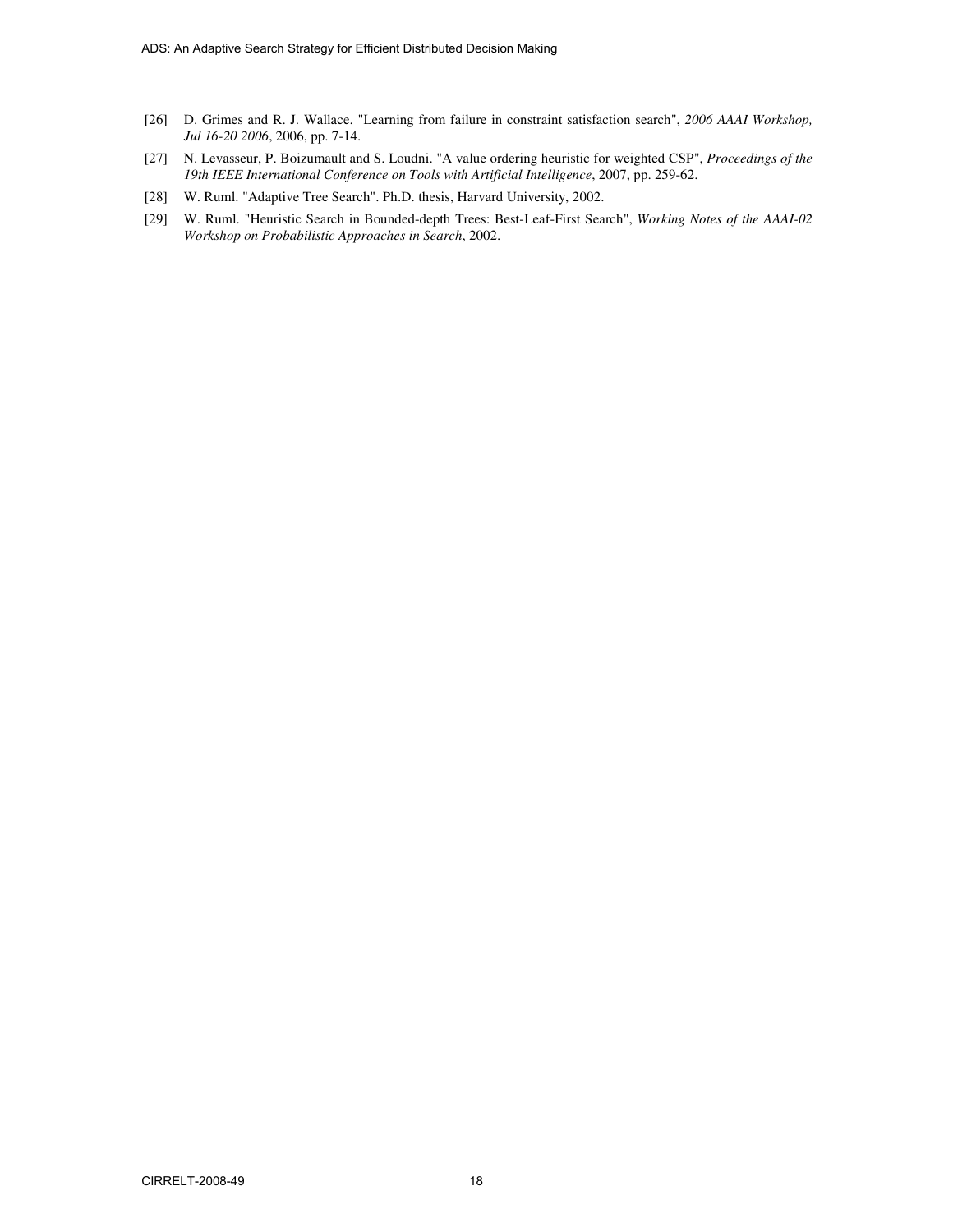[26] D. Grimes and R. J. Wallace. "Learning from failure in constraint satisfaction search", *2006 AAAI Workshop, Jul 16-20 2006*, 2006, pp. 7-14.

[27] N. Levasseur, P. Boizumault and S. Loudni. "A value ordering heuristic for weighted CSP", *Proceedings of the 19th IEEE International Conference on Tools with Artificial Intelligence*, 2007, pp. 259-62.

[28] W. Ruml. "Adaptive Tree Search". Ph.D. thesis, Harvard University, 2002.

[29] W. Ruml. "Heuristic Search in Bounded-depth Trees: Best-Leaf-First Search", *Working Notes of the AAAI-02 Workshop on Probabilistic Approaches in Search*, 2002.